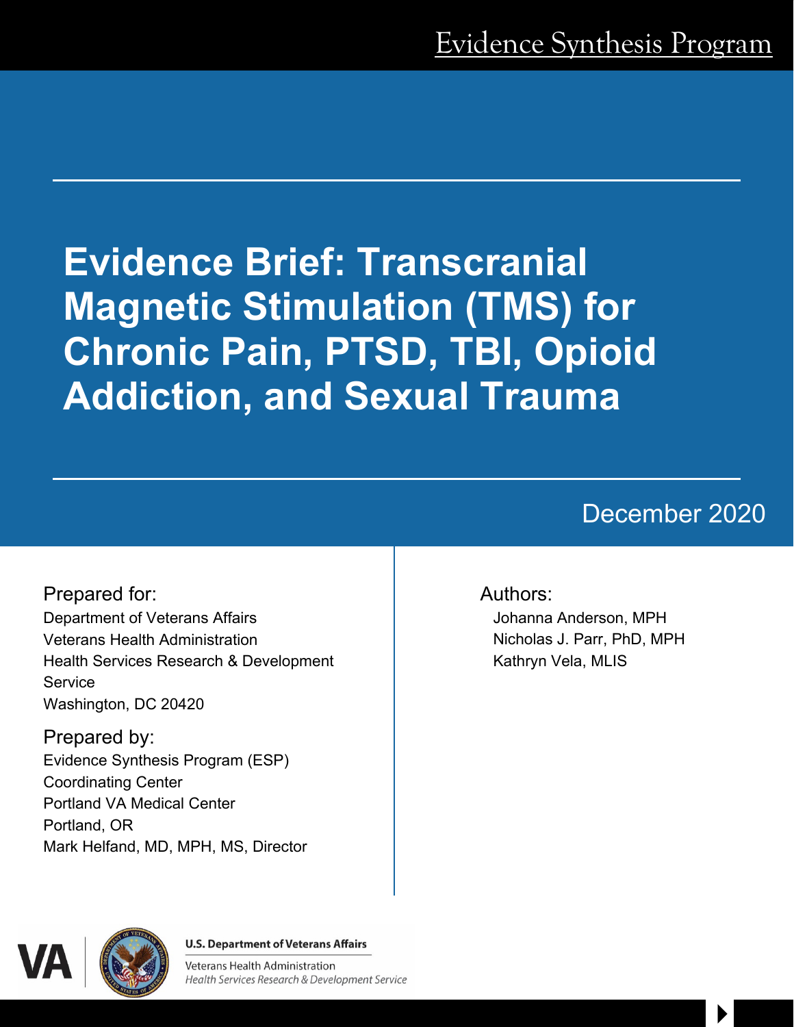Evidence Synthesis Program

# Evidence Brief: Transcranial Magnetic Stimulation (TMS) for Chronic Pain, PTSD, TBI, Opioid Addiction, and Sexual Trauma

December 2020

Prepared for:
Department of Veterans Affairs
Veterans Health Administration
Health Services Research & Development Service
Washington, DC 20420

Prepared by:
Evidence Synthesis Program (ESP)
Coordinating Center
Portland VA Medical Center
Portland, OR
Mark Helfand, MD, MPH, MS, Director

Authors:
Johanna Anderson, MPH
Nicholas J. Parr, PhD, MPH
Kathryn Vela, MLIS

U.S. Department of Veterans Affairs
Veterans Health Administration
*Health Services Research & Development Service*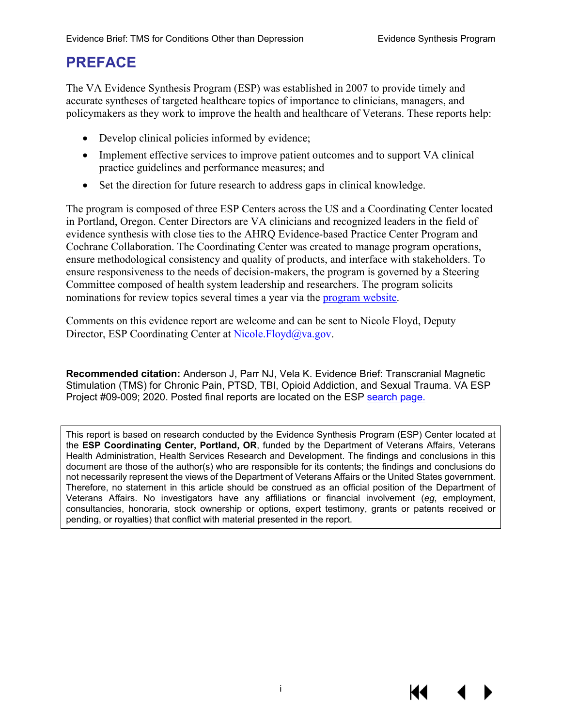# PREFACE

The VA Evidence Synthesis Program (ESP) was established in 2007 to provide timely and accurate syntheses of targeted healthcare topics of importance to clinicians, managers, and policymakers as they work to improve the health and healthcare of Veterans. These reports help:

- Develop clinical policies informed by evidence;
- Implement effective services to improve patient outcomes and to support VA clinical practice guidelines and performance measures; and
- Set the direction for future research to address gaps in clinical knowledge.

The program is composed of three ESP Centers across the US and a Coordinating Center located in Portland, Oregon. Center Directors are VA clinicians and recognized leaders in the field of evidence synthesis with close ties to the AHRQ Evidence-based Practice Center Program and Cochrane Collaboration. The Coordinating Center was created to manage program operations, ensure methodological consistency and quality of products, and interface with stakeholders. To ensure responsiveness to the needs of decision-makers, the program is governed by a Steering Committee composed of health system leadership and researchers. The program solicits nominations for review topics several times a year via the program website.

Comments on this evidence report are welcome and can be sent to Nicole Floyd, Deputy Director, ESP Coordinating Center at Nicole.Floyd@va.gov.

**Recommended citation:** Anderson J, Parr NJ, Vela K. Evidence Brief: Transcranial Magnetic Stimulation (TMS) for Chronic Pain, PTSD, TBI, Opioid Addiction, and Sexual Trauma. VA ESP Project #09-009; 2020. Posted final reports are located on the ESP search page.

This report is based on research conducted by the Evidence Synthesis Program (ESP) Center located at the **ESP Coordinating Center, Portland, OR**, funded by the Department of Veterans Affairs, Veterans Health Administration, Health Services Research and Development. The findings and conclusions in this document are those of the author(s) who are responsible for its contents; the findings and conclusions do not necessarily represent the views of the Department of Veterans Affairs or the United States government. Therefore, no statement in this article should be construed as an official position of the Department of Veterans Affairs. No investigators have any affiliations or financial involvement (*eg*, employment, consultancies, honoraria, stock ownership or options, expert testimony, grants or patents received or pending, or royalties) that conflict with material presented in the report.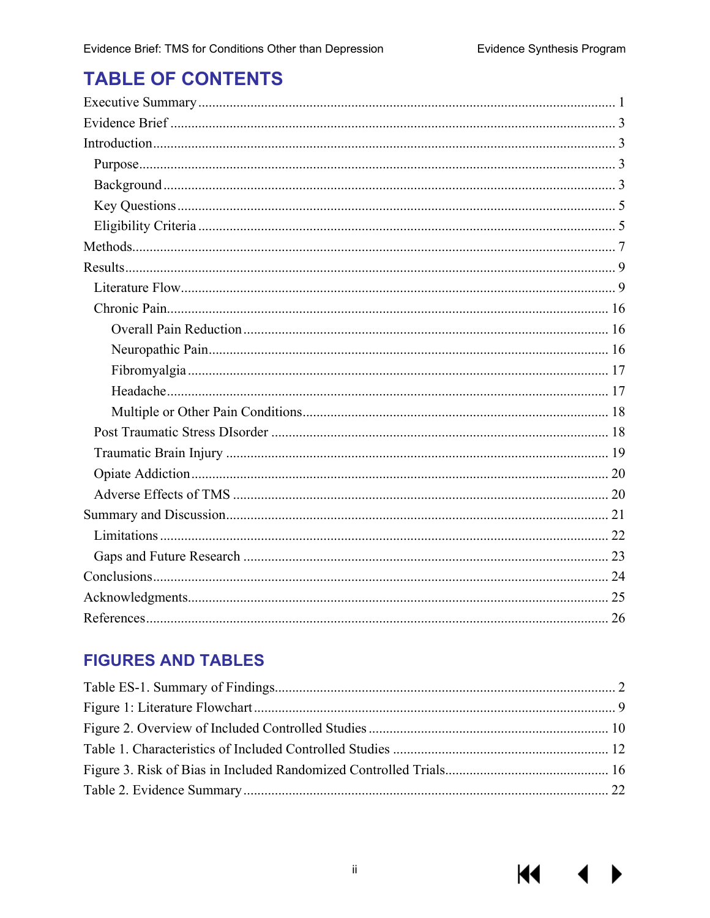# TABLE OF CONTENTS

Executive Summary ........................................................................................................ 1

Evidence Brief ................................................................................................................ 3

Introduction .................................................................................................................... 3

- Purpose ........................................................................................................................ 3
- Background .................................................................................................................. 3
- Key Questions ............................................................................................................. 5
- Eligibility Criteria ......................................................................................................... 5

Methods .......................................................................................................................... 7

Results ............................................................................................................................ 9

- Literature Flow ............................................................................................................. 9
- Chronic Pain ............................................................................................................... 16
  - Overall Pain Reduction ........................................................................................... 16
  - Neuropathic Pain .................................................................................................... 16
  - Fibromyalgia .......................................................................................................... 17
  - Headache ............................................................................................................... 17
  - Multiple or Other Pain Conditions .......................................................................... 18
- Post Traumatic Stress DIsorder ................................................................................... 18
- Traumatic Brain Injury ................................................................................................. 19
- Opiate Addiction .......................................................................................................... 20
- Adverse Effects of TMS ............................................................................................... 20

Summary and Discussion .............................................................................................. 21

- Limitations .................................................................................................................. 22
- Gaps and Future Research ......................................................................................... 23

Conclusions ................................................................................................................... 24

Acknowledgments .......................................................................................................... 25

References ..................................................................................................................... 26

# FIGURES AND TABLES

Table ES-1. Summary of Findings .................................................................................... 2

Figure 1: Literature Flowchart ......................................................................................... 9

Figure 2. Overview of Included Controlled Studies ......................................................... 10

Table 1. Characteristics of Included Controlled Studies .................................................. 12

Figure 3. Risk of Bias in Included Randomized Controlled Trials .................................... 16

Table 2. Evidence Summary ........................................................................................... 22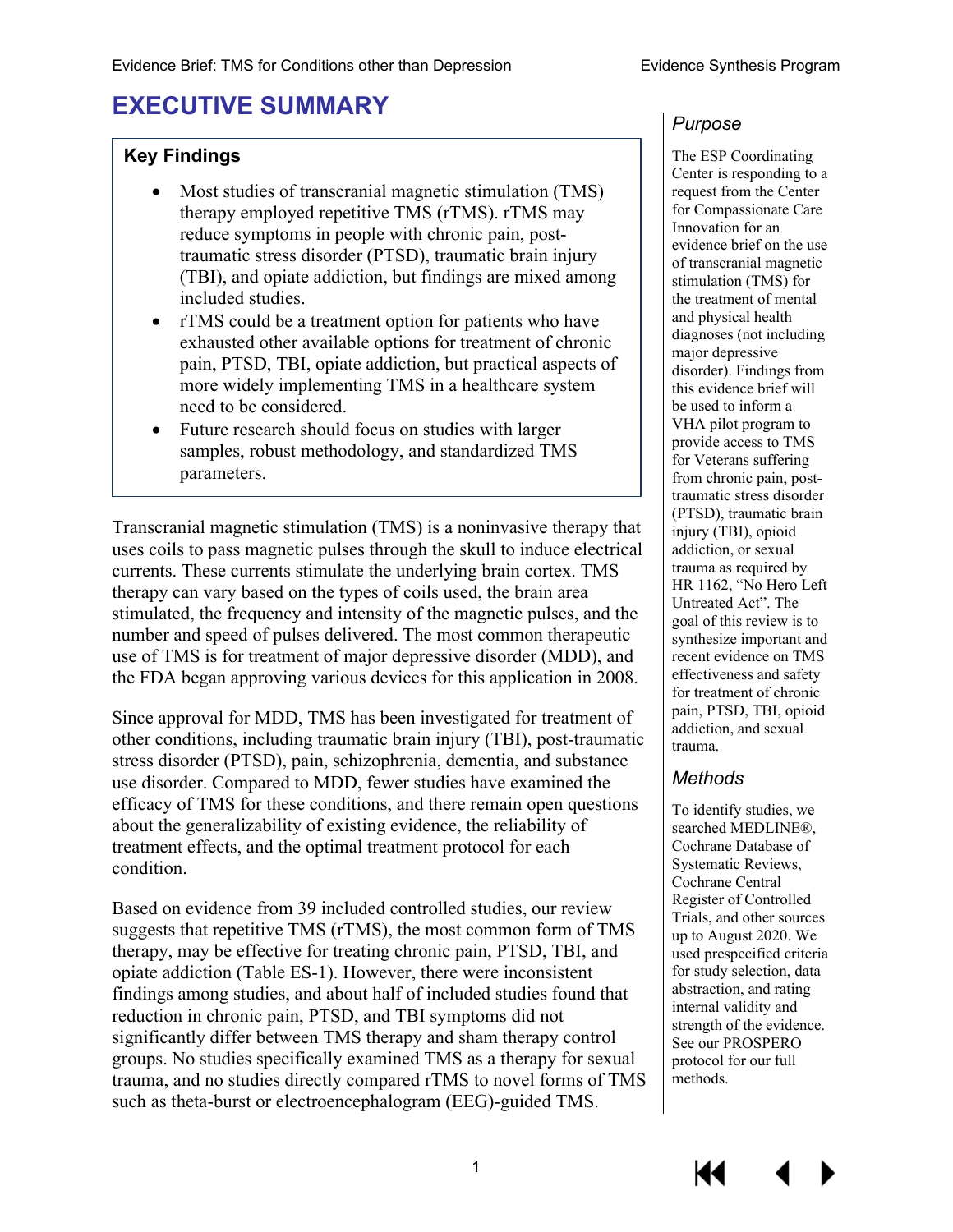# EXECUTIVE SUMMARY

### Key Findings

- Most studies of transcranial magnetic stimulation (TMS) therapy employed repetitive TMS (rTMS). rTMS may reduce symptoms in people with chronic pain, post-traumatic stress disorder (PTSD), traumatic brain injury (TBI), and opiate addiction, but findings are mixed among included studies.
- rTMS could be a treatment option for patients who have exhausted other available options for treatment of chronic pain, PTSD, TBI, opiate addiction, but practical aspects of more widely implementing TMS in a healthcare system need to be considered.
- Future research should focus on studies with larger samples, robust methodology, and standardized TMS parameters.

Transcranial magnetic stimulation (TMS) is a noninvasive therapy that uses coils to pass magnetic pulses through the skull to induce electrical currents. These currents stimulate the underlying brain cortex. TMS therapy can vary based on the types of coils used, the brain area stimulated, the frequency and intensity of the magnetic pulses, and the number and speed of pulses delivered. The most common therapeutic use of TMS is for treatment of major depressive disorder (MDD), and the FDA began approving various devices for this application in 2008.

Since approval for MDD, TMS has been investigated for treatment of other conditions, including traumatic brain injury (TBI), post-traumatic stress disorder (PTSD), pain, schizophrenia, dementia, and substance use disorder. Compared to MDD, fewer studies have examined the efficacy of TMS for these conditions, and there remain open questions about the generalizability of existing evidence, the reliability of treatment effects, and the optimal treatment protocol for each condition.

Based on evidence from 39 included controlled studies, our review suggests that repetitive TMS (rTMS), the most common form of TMS therapy, may be effective for treating chronic pain, PTSD, TBI, and opiate addiction (Table ES-1). However, there were inconsistent findings among studies, and about half of included studies found that reduction in chronic pain, PTSD, and TBI symptoms did not significantly differ between TMS therapy and sham therapy control groups. No studies specifically examined TMS as a therapy for sexual trauma, and no studies directly compared rTMS to novel forms of TMS such as theta-burst or electroencephalogram (EEG)-guided TMS.

## *Purpose*

The ESP Coordinating Center is responding to a request from the Center for Compassionate Care Innovation for an evidence brief on the use of transcranial magnetic stimulation (TMS) for the treatment of mental and physical health diagnoses (not including major depressive disorder). Findings from this evidence brief will be used to inform a VHA pilot program to provide access to TMS for Veterans suffering from chronic pain, post-traumatic stress disorder (PTSD), traumatic brain injury (TBI), opioid addiction, or sexual trauma as required by HR 1162, "No Hero Left Untreated Act". The goal of this review is to synthesize important and recent evidence on TMS effectiveness and safety for treatment of chronic pain, PTSD, TBI, opioid addiction, and sexual trauma.

## *Methods*

To identify studies, we searched MEDLINE®, Cochrane Database of Systematic Reviews, Cochrane Central Register of Controlled Trials, and other sources up to August 2020. We used prespecified criteria for study selection, data abstraction, and rating internal validity and strength of the evidence. See our PROSPERO protocol for our full methods.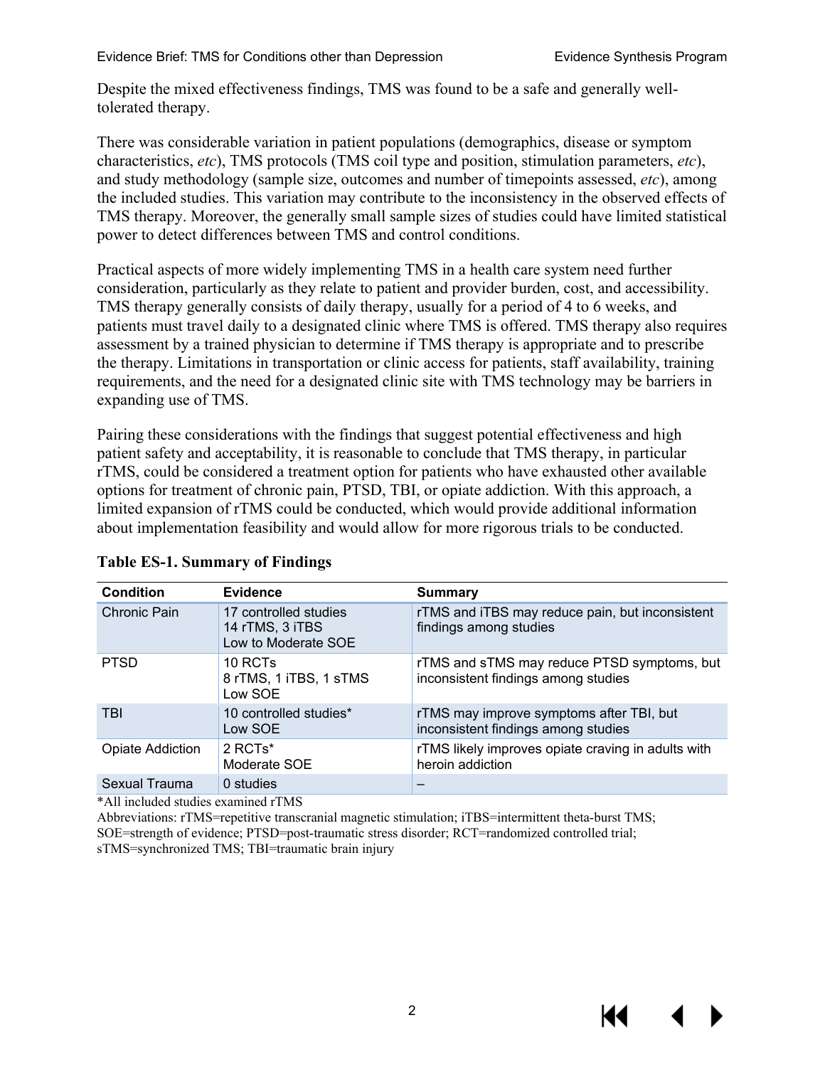Despite the mixed effectiveness findings, TMS was found to be a safe and generally well-tolerated therapy.

There was considerable variation in patient populations (demographics, disease or symptom characteristics, *etc*), TMS protocols (TMS coil type and position, stimulation parameters, *etc*), and study methodology (sample size, outcomes and number of timepoints assessed, *etc*), among the included studies. This variation may contribute to the inconsistency in the observed effects of TMS therapy. Moreover, the generally small sample sizes of studies could have limited statistical power to detect differences between TMS and control conditions.

Practical aspects of more widely implementing TMS in a health care system need further consideration, particularly as they relate to patient and provider burden, cost, and accessibility. TMS therapy generally consists of daily therapy, usually for a period of 4 to 6 weeks, and patients must travel daily to a designated clinic where TMS is offered. TMS therapy also requires assessment by a trained physician to determine if TMS therapy is appropriate and to prescribe the therapy. Limitations in transportation or clinic access for patients, staff availability, training requirements, and the need for a designated clinic site with TMS technology may be barriers in expanding use of TMS.

Pairing these considerations with the findings that suggest potential effectiveness and high patient safety and acceptability, it is reasonable to conclude that TMS therapy, in particular rTMS, could be considered a treatment option for patients who have exhausted other available options for treatment of chronic pain, PTSD, TBI, or opiate addiction. With this approach, a limited expansion of rTMS could be conducted, which would provide additional information about implementation feasibility and would allow for more rigorous trials to be conducted.

**Table ES-1. Summary of Findings**

| Condition | Evidence | Summary |
|---|---|---|
| Chronic Pain | 17 controlled studies<br>14 rTMS, 3 iTBS<br>Low to Moderate SOE | rTMS and iTBS may reduce pain, but inconsistent findings among studies |
| PTSD | 10 RCTs<br>8 rTMS, 1 iTBS, 1 sTMS<br>Low SOE | rTMS and sTMS may reduce PTSD symptoms, but inconsistent findings among studies |
| TBI | 10 controlled studies*<br>Low SOE | rTMS may improve symptoms after TBI, but inconsistent findings among studies |
| Opiate Addiction | 2 RCTs*<br>Moderate SOE | rTMS likely improves opiate craving in adults with heroin addiction |
| Sexual Trauma | 0 studies | – |

*All included studies examined rTMS

Abbreviations: rTMS=repetitive transcranial magnetic stimulation; iTBS=intermittent theta-burst TMS; SOE=strength of evidence; PTSD=post-traumatic stress disorder; RCT=randomized controlled trial; sTMS=synchronized TMS; TBI=traumatic brain injury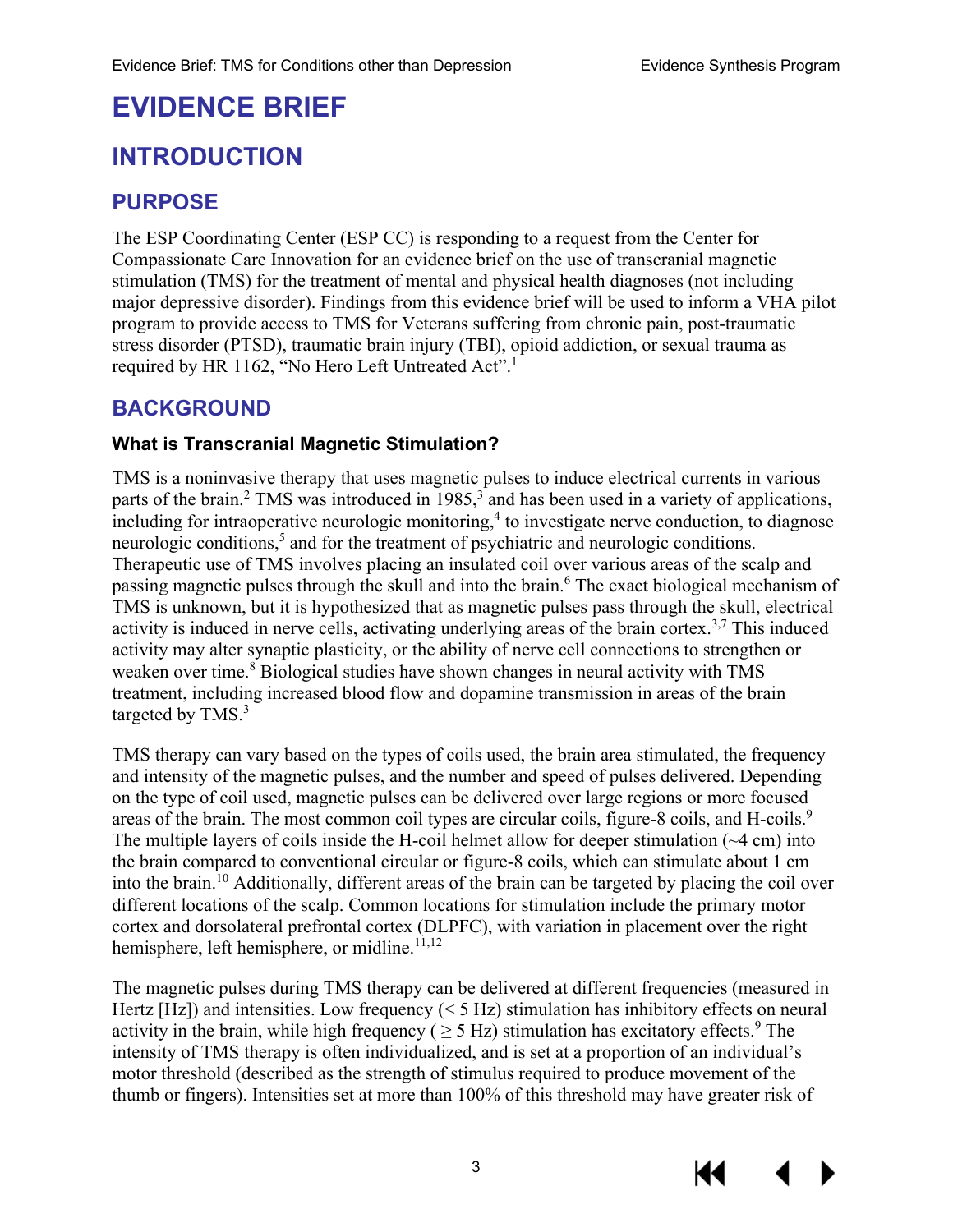# EVIDENCE BRIEF

# INTRODUCTION

## PURPOSE

The ESP Coordinating Center (ESP CC) is responding to a request from the Center for Compassionate Care Innovation for an evidence brief on the use of transcranial magnetic stimulation (TMS) for the treatment of mental and physical health diagnoses (not including major depressive disorder). Findings from this evidence brief will be used to inform a VHA pilot program to provide access to TMS for Veterans suffering from chronic pain, post-traumatic stress disorder (PTSD), traumatic brain injury (TBI), opioid addiction, or sexual trauma as required by HR 1162, "No Hero Left Untreated Act".[1]

## BACKGROUND

### What is Transcranial Magnetic Stimulation?

TMS is a noninvasive therapy that uses magnetic pulses to induce electrical currents in various parts of the brain.[2] TMS was introduced in 1985,[3] and has been used in a variety of applications, including for intraoperative neurologic monitoring,[4] to investigate nerve conduction, to diagnose neurologic conditions,[5] and for the treatment of psychiatric and neurologic conditions. Therapeutic use of TMS involves placing an insulated coil over various areas of the scalp and passing magnetic pulses through the skull and into the brain.[6] The exact biological mechanism of TMS is unknown, but it is hypothesized that as magnetic pulses pass through the skull, electrical activity is induced in nerve cells, activating underlying areas of the brain cortex.[3,7] This induced activity may alter synaptic plasticity, or the ability of nerve cell connections to strengthen or weaken over time.[8] Biological studies have shown changes in neural activity with TMS treatment, including increased blood flow and dopamine transmission in areas of the brain targeted by TMS.[3]

TMS therapy can vary based on the types of coils used, the brain area stimulated, the frequency and intensity of the magnetic pulses, and the number and speed of pulses delivered. Depending on the type of coil used, magnetic pulses can be delivered over large regions or more focused areas of the brain. The most common coil types are circular coils, figure-8 coils, and H-coils.[9] The multiple layers of coils inside the H-coil helmet allow for deeper stimulation (~4 cm) into the brain compared to conventional circular or figure-8 coils, which can stimulate about 1 cm into the brain.[10] Additionally, different areas of the brain can be targeted by placing the coil over different locations of the scalp. Common locations for stimulation include the primary motor cortex and dorsolateral prefrontal cortex (DLPFC), with variation in placement over the right hemisphere, left hemisphere, or midline.[11,12]

The magnetic pulses during TMS therapy can be delivered at different frequencies (measured in Hertz [Hz]) and intensities. Low frequency (< 5 Hz) stimulation has inhibitory effects on neural activity in the brain, while high frequency ( ≥ 5 Hz) stimulation has excitatory effects.[9] The intensity of TMS therapy is often individualized, and is set at a proportion of an individual's motor threshold (described as the strength of stimulus required to produce movement of the thumb or fingers). Intensities set at more than 100% of this threshold may have greater risk of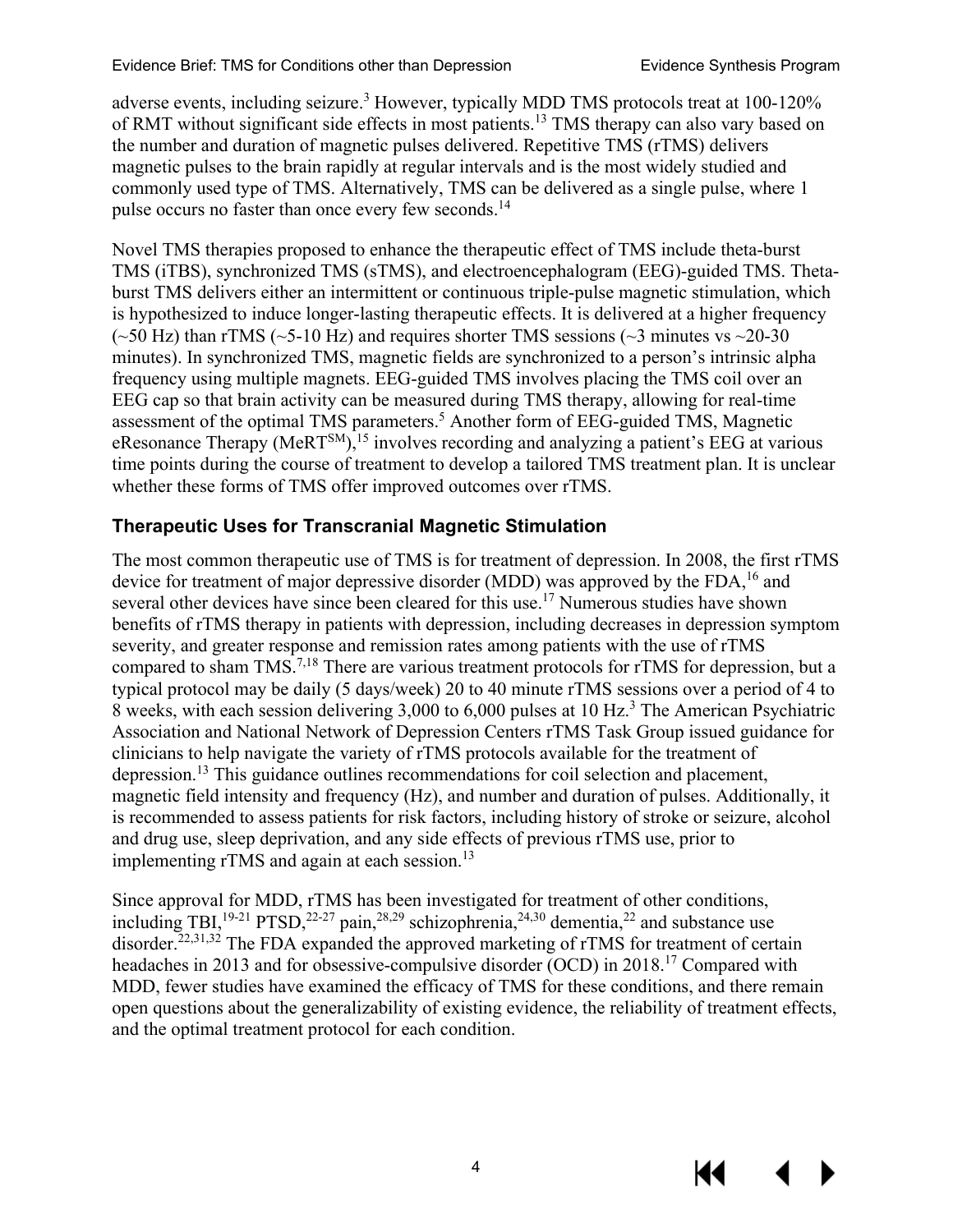adverse events, including seizure.[3] However, typically MDD TMS protocols treat at 100-120% of RMT without significant side effects in most patients.[13] TMS therapy can also vary based on the number and duration of magnetic pulses delivered. Repetitive TMS (rTMS) delivers magnetic pulses to the brain rapidly at regular intervals and is the most widely studied and commonly used type of TMS. Alternatively, TMS can be delivered as a single pulse, where 1 pulse occurs no faster than once every few seconds.[14]

Novel TMS therapies proposed to enhance the therapeutic effect of TMS include theta-burst TMS (iTBS), synchronized TMS (sTMS), and electroencephalogram (EEG)-guided TMS. Theta-burst TMS delivers either an intermittent or continuous triple-pulse magnetic stimulation, which is hypothesized to induce longer-lasting therapeutic effects. It is delivered at a higher frequency (~50 Hz) than rTMS (~5-10 Hz) and requires shorter TMS sessions (~3 minutes vs ~20-30 minutes). In synchronized TMS, magnetic fields are synchronized to a person's intrinsic alpha frequency using multiple magnets. EEG-guided TMS involves placing the TMS coil over an EEG cap so that brain activity can be measured during TMS therapy, allowing for real-time assessment of the optimal TMS parameters.[5] Another form of EEG-guided TMS, Magnetic eResonance Therapy (MeRT[SM]),[15] involves recording and analyzing a patient's EEG at various time points during the course of treatment to develop a tailored TMS treatment plan. It is unclear whether these forms of TMS offer improved outcomes over rTMS.

## Therapeutic Uses for Transcranial Magnetic Stimulation

The most common therapeutic use of TMS is for treatment of depression. In 2008, the first rTMS device for treatment of major depressive disorder (MDD) was approved by the FDA,[16] and several other devices have since been cleared for this use.[17] Numerous studies have shown benefits of rTMS therapy in patients with depression, including decreases in depression symptom severity, and greater response and remission rates among patients with the use of rTMS compared to sham TMS.[7,18] There are various treatment protocols for rTMS for depression, but a typical protocol may be daily (5 days/week) 20 to 40 minute rTMS sessions over a period of 4 to 8 weeks, with each session delivering 3,000 to 6,000 pulses at 10 Hz.[3] The American Psychiatric Association and National Network of Depression Centers rTMS Task Group issued guidance for clinicians to help navigate the variety of rTMS protocols available for the treatment of depression.[13] This guidance outlines recommendations for coil selection and placement, magnetic field intensity and frequency (Hz), and number and duration of pulses. Additionally, it is recommended to assess patients for risk factors, including history of stroke or seizure, alcohol and drug use, sleep deprivation, and any side effects of previous rTMS use, prior to implementing rTMS and again at each session.[13]

Since approval for MDD, rTMS has been investigated for treatment of other conditions, including TBI,[19-21] PTSD,[22-27] pain,[28,29] schizophrenia,[24,30] dementia,[22] and substance use disorder.[22,31,32] The FDA expanded the approved marketing of rTMS for treatment of certain headaches in 2013 and for obsessive-compulsive disorder (OCD) in 2018.[17] Compared with MDD, fewer studies have examined the efficacy of TMS for these conditions, and there remain open questions about the generalizability of existing evidence, the reliability of treatment effects, and the optimal treatment protocol for each condition.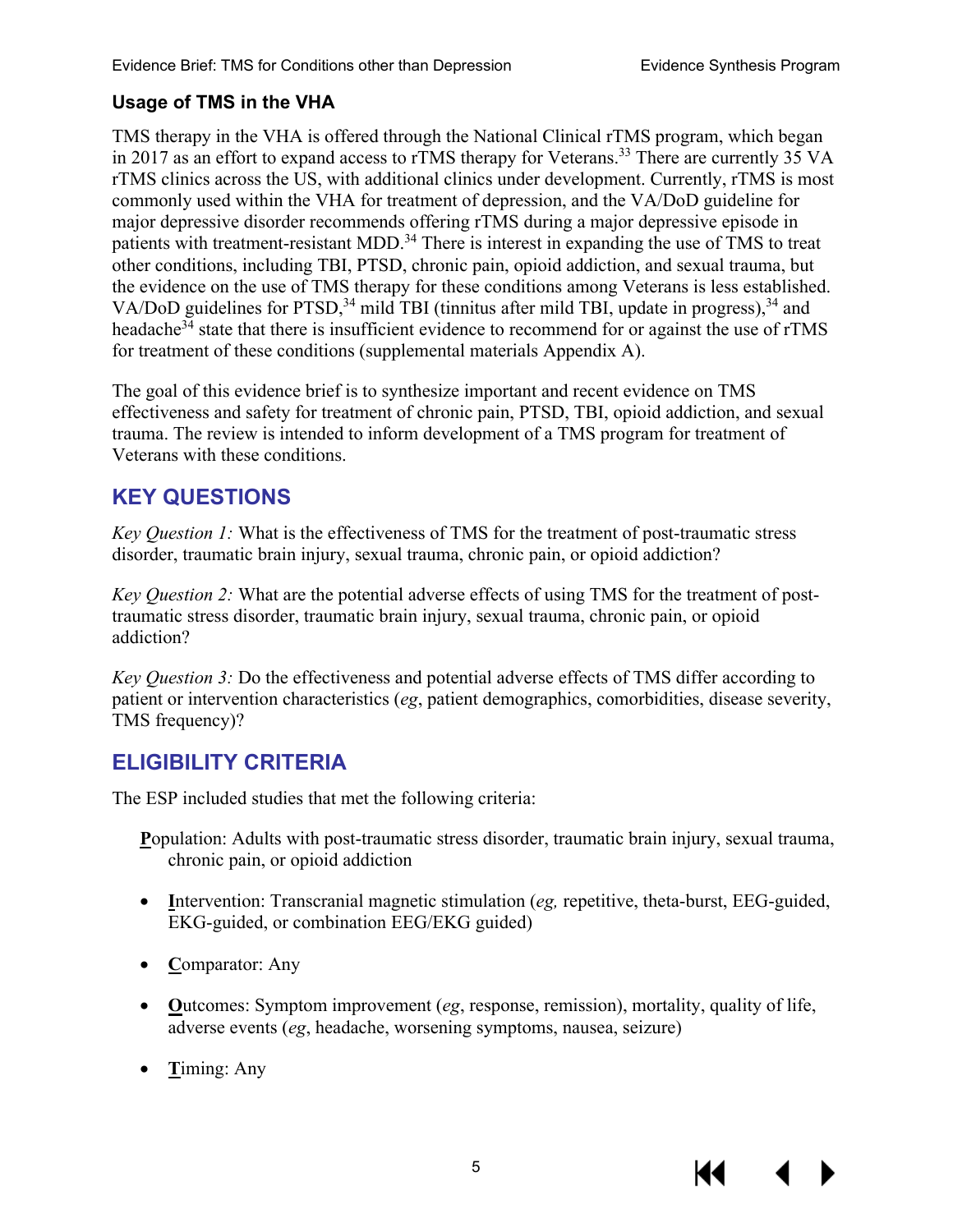### Usage of TMS in the VHA

TMS therapy in the VHA is offered through the National Clinical rTMS program, which began in 2017 as an effort to expand access to rTMS therapy for Veterans.[33] There are currently 35 VA rTMS clinics across the US, with additional clinics under development. Currently, rTMS is most commonly used within the VHA for treatment of depression, and the VA/DoD guideline for major depressive disorder recommends offering rTMS during a major depressive episode in patients with treatment-resistant MDD.[34] There is interest in expanding the use of TMS to treat other conditions, including TBI, PTSD, chronic pain, opioid addiction, and sexual trauma, but the evidence on the use of TMS therapy for these conditions among Veterans is less established. VA/DoD guidelines for PTSD,[34] mild TBI (tinnitus after mild TBI, update in progress),[34] and headache[34] state that there is insufficient evidence to recommend for or against the use of rTMS for treatment of these conditions (supplemental materials Appendix A).

The goal of this evidence brief is to synthesize important and recent evidence on TMS effectiveness and safety for treatment of chronic pain, PTSD, TBI, opioid addiction, and sexual trauma. The review is intended to inform development of a TMS program for treatment of Veterans with these conditions.

## KEY QUESTIONS

*Key Question 1:* What is the effectiveness of TMS for the treatment of post-traumatic stress disorder, traumatic brain injury, sexual trauma, chronic pain, or opioid addiction?

*Key Question 2:* What are the potential adverse effects of using TMS for the treatment of post-traumatic stress disorder, traumatic brain injury, sexual trauma, chronic pain, or opioid addiction?

*Key Question 3:* Do the effectiveness and potential adverse effects of TMS differ according to patient or intervention characteristics (*eg*, patient demographics, comorbidities, disease severity, TMS frequency)?

## ELIGIBILITY CRITERIA

The ESP included studies that met the following criteria:

**P**opulation: Adults with post-traumatic stress disorder, traumatic brain injury, sexual trauma, chronic pain, or opioid addiction

- **I**ntervention: Transcranial magnetic stimulation (*eg,* repetitive, theta-burst, EEG-guided, EKG-guided, or combination EEG/EKG guided)
- **C**omparator: Any
- **O**utcomes: Symptom improvement (*eg*, response, remission), mortality, quality of life, adverse events (*eg*, headache, worsening symptoms, nausea, seizure)
- **T**iming: Any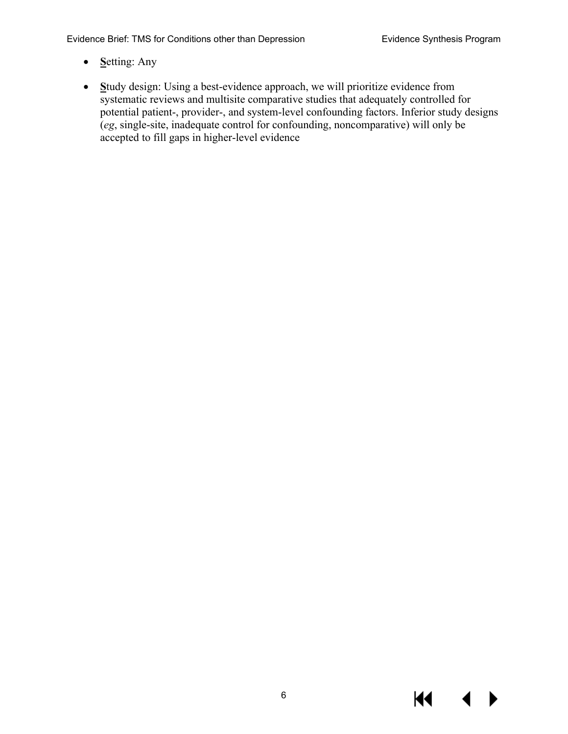- **S**etting: Any

- **S**tudy design: Using a best-evidence approach, we will prioritize evidence from systematic reviews and multisite comparative studies that adequately controlled for potential patient-, provider-, and system-level confounding factors. Inferior study designs (*eg*, single-site, inadequate control for confounding, noncomparative) will only be accepted to fill gaps in higher-level evidence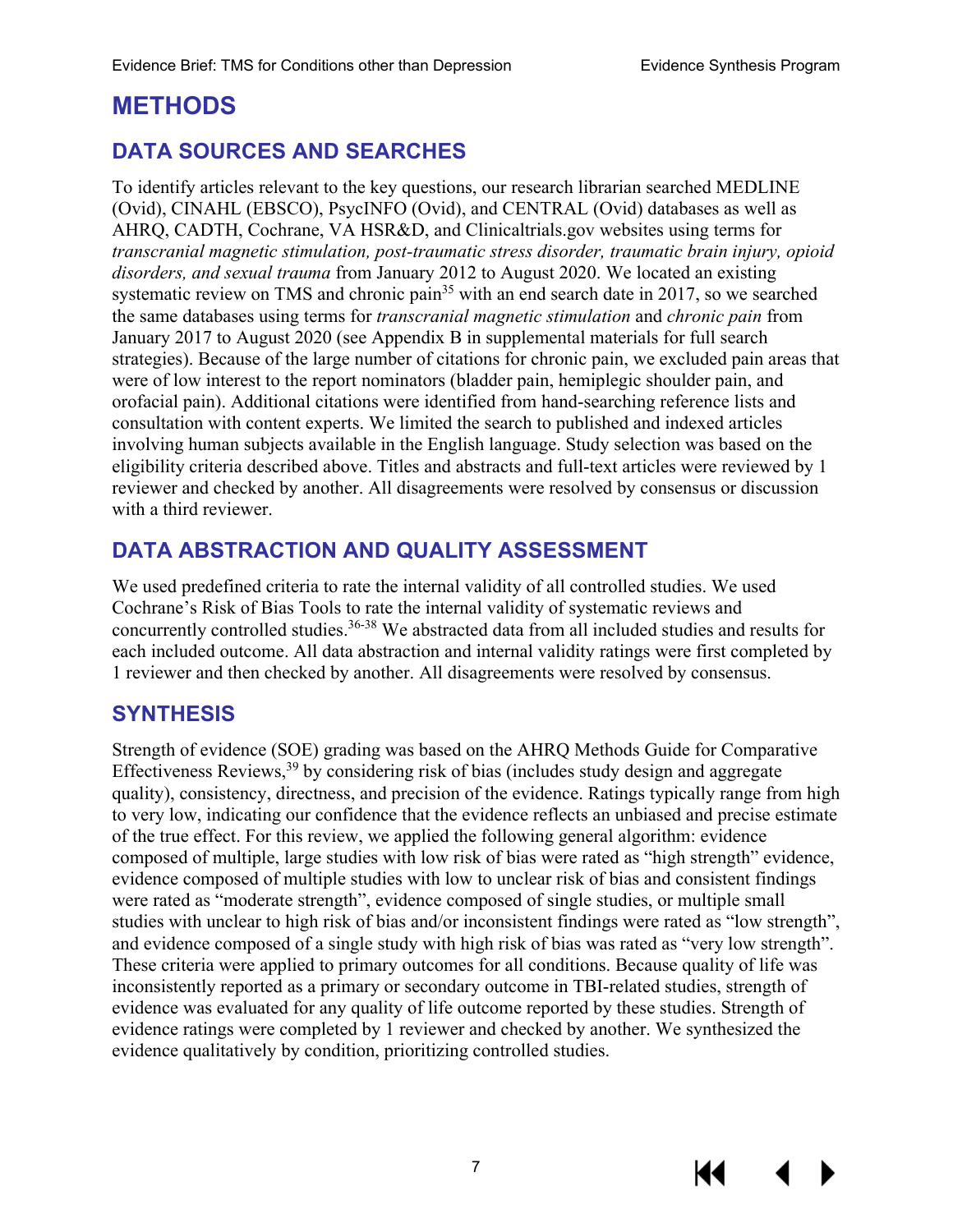# METHODS

## DATA SOURCES AND SEARCHES

To identify articles relevant to the key questions, our research librarian searched MEDLINE (Ovid), CINAHL (EBSCO), PsycINFO (Ovid), and CENTRAL (Ovid) databases as well as AHRQ, CADTH, Cochrane, VA HSR&D, and Clinicaltrials.gov websites using terms for *transcranial magnetic stimulation, post-traumatic stress disorder, traumatic brain injury, opioid disorders, and sexual trauma* from January 2012 to August 2020. We located an existing systematic review on TMS and chronic pain[35] with an end search date in 2017, so we searched the same databases using terms for *transcranial magnetic stimulation* and *chronic pain* from January 2017 to August 2020 (see Appendix B in supplemental materials for full search strategies). Because of the large number of citations for chronic pain, we excluded pain areas that were of low interest to the report nominators (bladder pain, hemiplegic shoulder pain, and orofacial pain). Additional citations were identified from hand-searching reference lists and consultation with content experts. We limited the search to published and indexed articles involving human subjects available in the English language. Study selection was based on the eligibility criteria described above. Titles and abstracts and full-text articles were reviewed by 1 reviewer and checked by another. All disagreements were resolved by consensus or discussion with a third reviewer.

## DATA ABSTRACTION AND QUALITY ASSESSMENT

We used predefined criteria to rate the internal validity of all controlled studies. We used Cochrane's Risk of Bias Tools to rate the internal validity of systematic reviews and concurrently controlled studies.[36-38] We abstracted data from all included studies and results for each included outcome. All data abstraction and internal validity ratings were first completed by 1 reviewer and then checked by another. All disagreements were resolved by consensus.

## SYNTHESIS

Strength of evidence (SOE) grading was based on the AHRQ Methods Guide for Comparative Effectiveness Reviews,[39] by considering risk of bias (includes study design and aggregate quality), consistency, directness, and precision of the evidence. Ratings typically range from high to very low, indicating our confidence that the evidence reflects an unbiased and precise estimate of the true effect. For this review, we applied the following general algorithm: evidence composed of multiple, large studies with low risk of bias were rated as "high strength" evidence, evidence composed of multiple studies with low to unclear risk of bias and consistent findings were rated as "moderate strength", evidence composed of single studies, or multiple small studies with unclear to high risk of bias and/or inconsistent findings were rated as "low strength", and evidence composed of a single study with high risk of bias was rated as "very low strength". These criteria were applied to primary outcomes for all conditions. Because quality of life was inconsistently reported as a primary or secondary outcome in TBI-related studies, strength of evidence was evaluated for any quality of life outcome reported by these studies. Strength of evidence ratings were completed by 1 reviewer and checked by another. We synthesized the evidence qualitatively by condition, prioritizing controlled studies.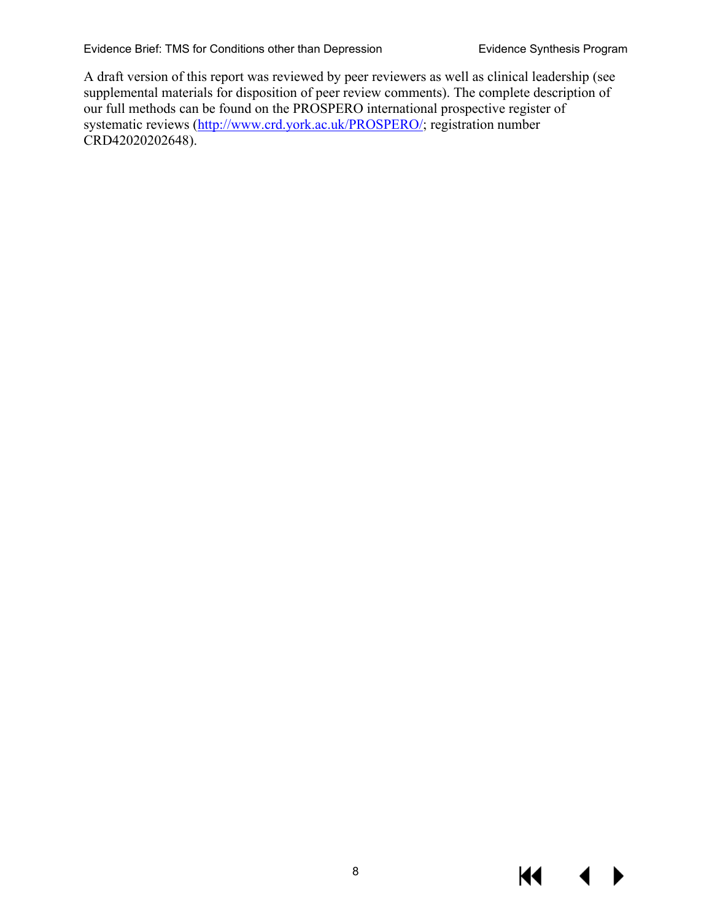A draft version of this report was reviewed by peer reviewers as well as clinical leadership (see supplemental materials for disposition of peer review comments). The complete description of our full methods can be found on the PROSPERO international prospective register of systematic reviews (http://www.crd.york.ac.uk/PROSPERO/; registration number CRD42020202648).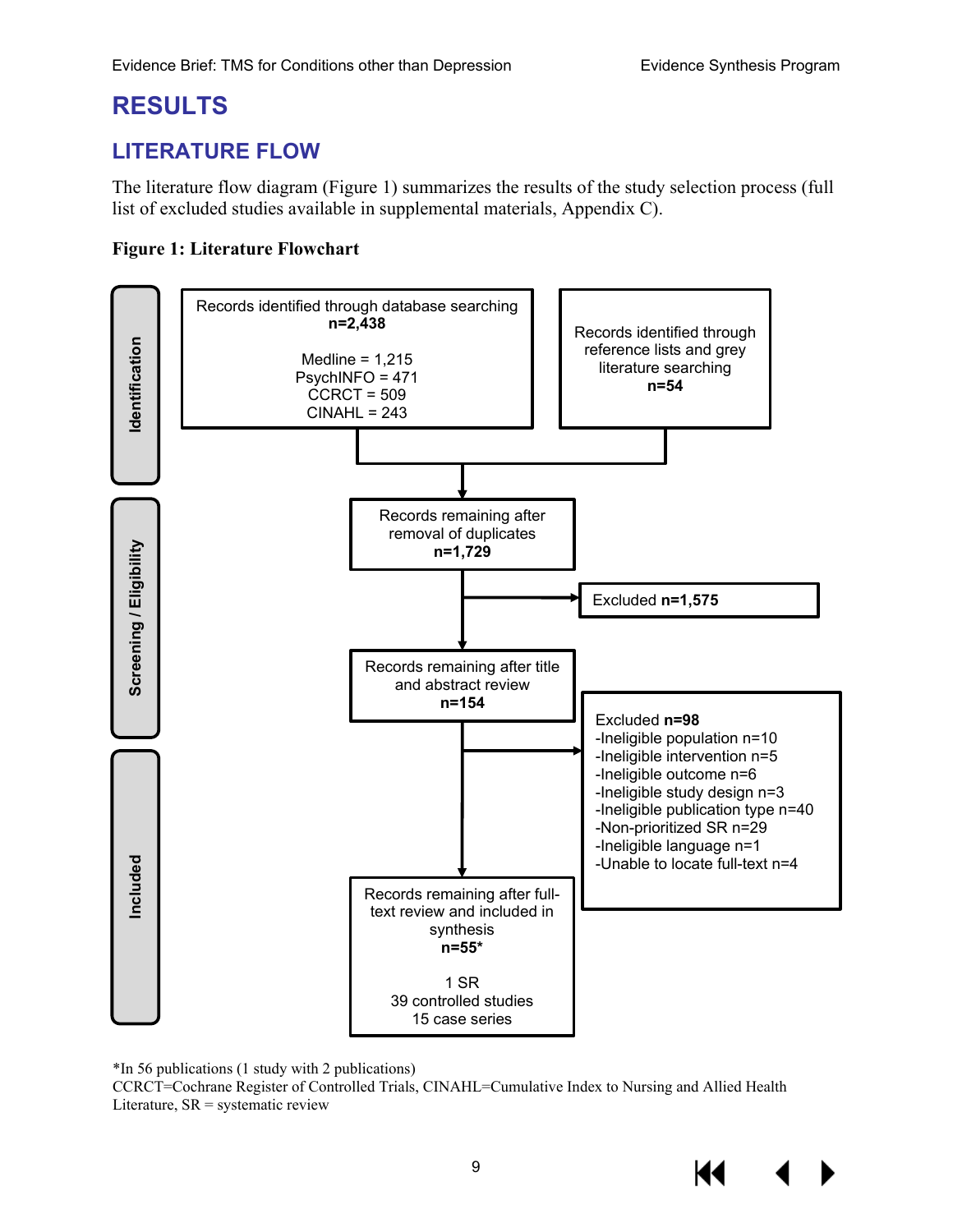# RESULTS

## LITERATURE FLOW

The literature flow diagram (Figure 1) summarizes the results of the study selection process (full list of excluded studies available in supplemental materials, Appendix C).

**Figure 1: Literature Flowchart**

**Identification**

Records identified through database searching
**n=2,438**

Medline = 1,215
PsychINFO = 471
CCRCT = 509
CINAHL = 243

Records identified through reference lists and grey literature searching
**n=54**

**Screening / Eligibility**

Records remaining after removal of duplicates
**n=1,729**

Excluded **n=1,575**

Records remaining after title and abstract review
**n=154**

Excluded **n=98**
- -Ineligible population n=10
- -Ineligible intervention n=5
- -Ineligible outcome n=6
- -Ineligible study design n=3
- -Ineligible publication type n=40
- -Non-prioritized SR n=29
- -Ineligible language n=1
- -Unable to locate full-text n=4

**Included**

Records remaining after full-text review and included in synthesis
**n=55***

1 SR
39 controlled studies
15 case series

*In 56 publications (1 study with 2 publications)
CCRCT=Cochrane Register of Controlled Trials, CINAHL=Cumulative Index to Nursing and Allied Health Literature, SR = systematic review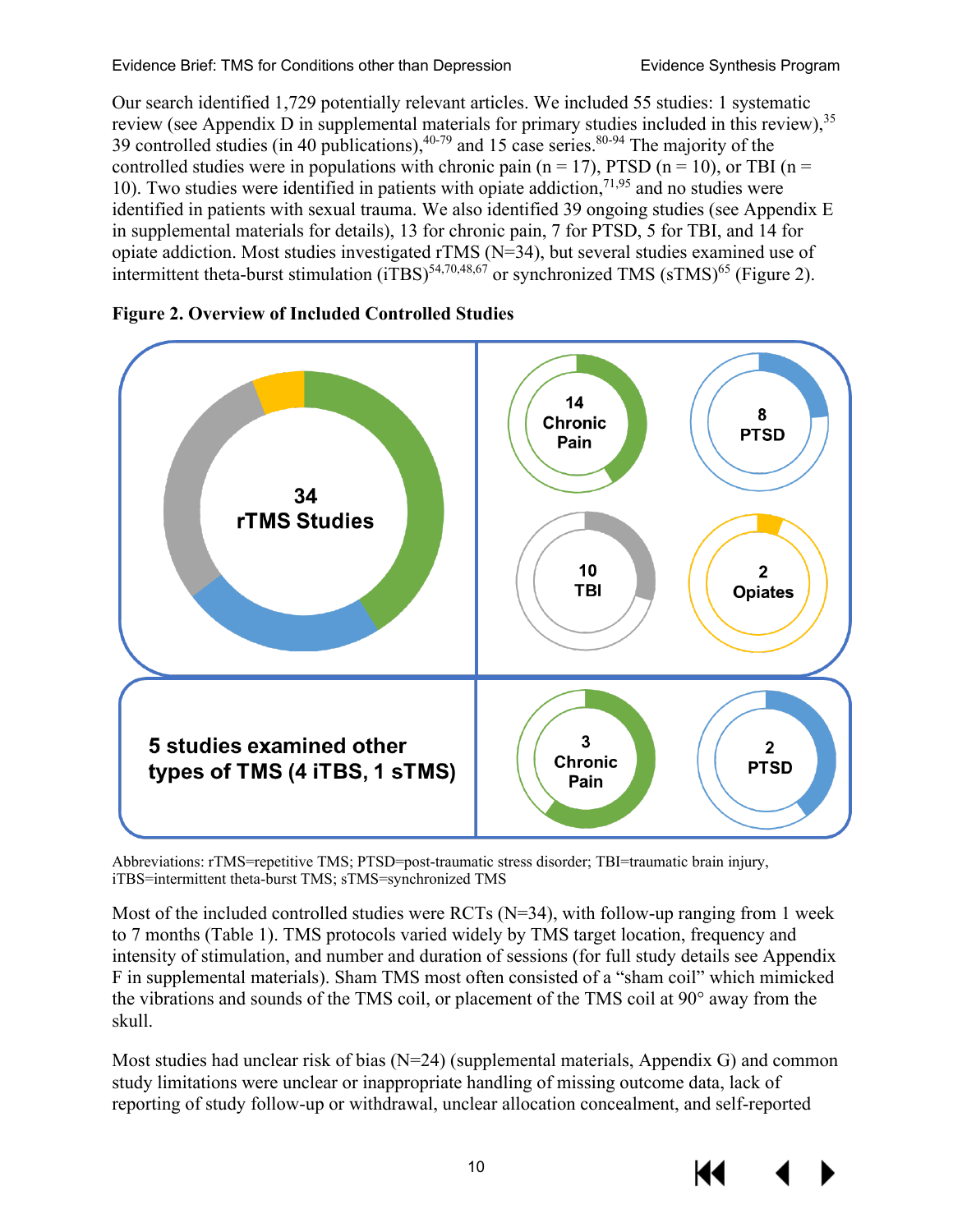Our search identified 1,729 potentially relevant articles. We included 55 studies: 1 systematic review (see Appendix D in supplemental materials for primary studies included in this review),[35] 39 controlled studies (in 40 publications),[40-79] and 15 case series.[80-94] The majority of the controlled studies were in populations with chronic pain (n = 17), PTSD (n = 10), or TBI (n = 10). Two studies were identified in patients with opiate addiction,[71,95] and no studies were identified in patients with sexual trauma. We also identified 39 ongoing studies (see Appendix E in supplemental materials for details), 13 for chronic pain, 7 for PTSD, 5 for TBI, and 14 for opiate addiction. Most studies investigated rTMS (N=34), but several studies examined use of intermittent theta-burst stimulation (iTBS)[54,70,48,67] or synchronized TMS (sTMS)[65] (Figure 2).

**Figure 2. Overview of Included Controlled Studies**

34 rTMS Studies: 14 Chronic Pain; 8 PTSD; 10 TBI; 2 Opiates

5 studies examined other types of TMS (4 iTBS, 1 sTMS): 3 Chronic Pain; 2 PTSD

Abbreviations: rTMS=repetitive TMS; PTSD=post-traumatic stress disorder; TBI=traumatic brain injury, iTBS=intermittent theta-burst TMS; sTMS=synchronized TMS

Most of the included controlled studies were RCTs (N=34), with follow-up ranging from 1 week to 7 months (Table 1). TMS protocols varied widely by TMS target location, frequency and intensity of stimulation, and number and duration of sessions (for full study details see Appendix F in supplemental materials). Sham TMS most often consisted of a "sham coil" which mimicked the vibrations and sounds of the TMS coil, or placement of the TMS coil at 90° away from the skull.

Most studies had unclear risk of bias (N=24) (supplemental materials, Appendix G) and common study limitations were unclear or inappropriate handling of missing outcome data, lack of reporting of study follow-up or withdrawal, unclear allocation concealment, and self-reported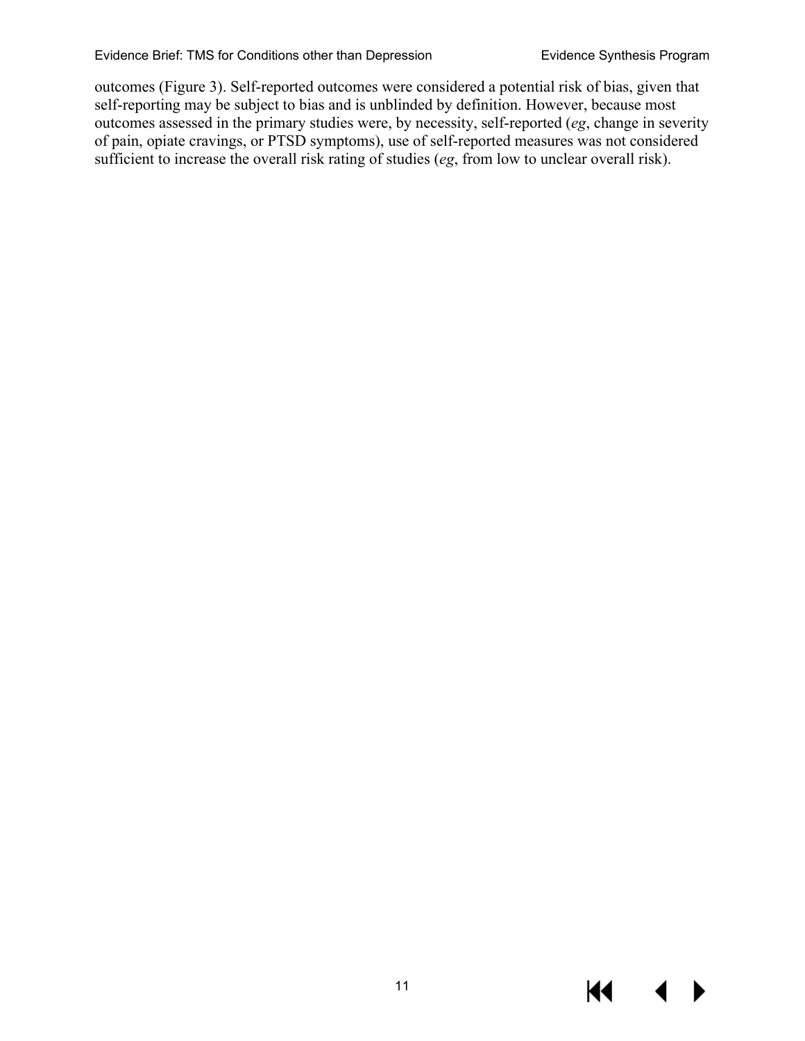outcomes (Figure 3). Self-reported outcomes were considered a potential risk of bias, given that self-reporting may be subject to bias and is unblinded by definition. However, because most outcomes assessed in the primary studies were, by necessity, self-reported (*eg*, change in severity of pain, opiate cravings, or PTSD symptoms), use of self-reported measures was not considered sufficient to increase the overall risk rating of studies (*eg*, from low to unclear overall risk).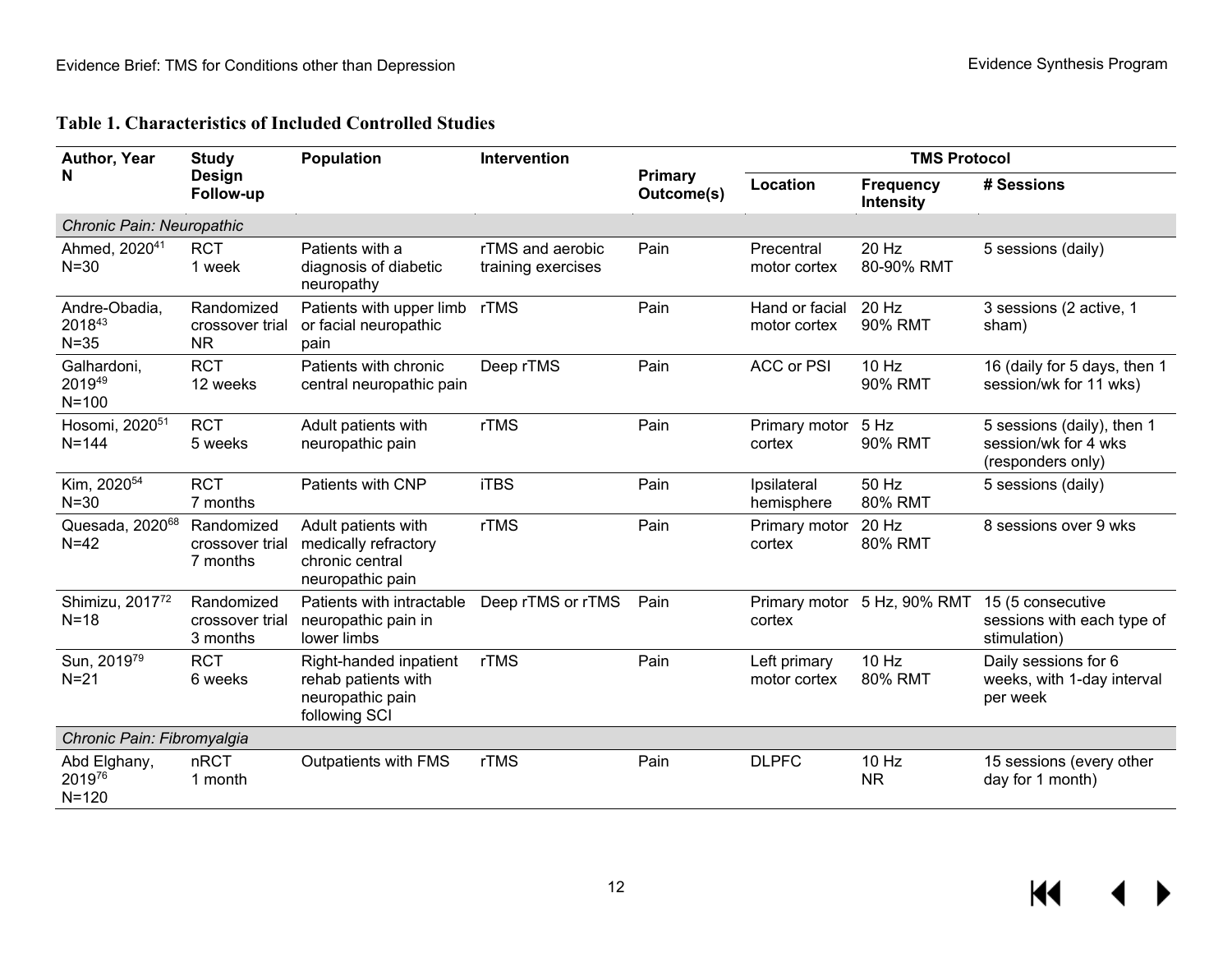**Table 1. Characteristics of Included Controlled Studies**

| Author, Year N | Study Design Follow-up | Population | Intervention | Primary Outcome(s) | TMS Protocol | | |
|---|---|---|---|---|---|---|---|
| | | | | | Location | Frequency Intensity | # Sessions |
| *Chronic Pain: Neuropathic* | | | | | | | |
| Ahmed, 2020[41] N=30 | RCT 1 week | Patients with a diagnosis of diabetic neuropathy | rTMS and aerobic training exercises | Pain | Precentral motor cortex | 20 Hz 80-90% RMT | 5 sessions (daily) |
| Andre-Obadia, 2018[43] N=35 | Randomized crossover trial NR | Patients with upper limb or facial neuropathic pain | rTMS | Pain | Hand or facial motor cortex | 20 Hz 90% RMT | 3 sessions (2 active, 1 sham) |
| Galhardoni, 2019[49] N=100 | RCT 12 weeks | Patients with chronic central neuropathic pain | Deep rTMS | Pain | ACC or PSI | 10 Hz 90% RMT | 16 (daily for 5 days, then 1 session/wk for 11 wks) |
| Hosomi, 2020[51] N=144 | RCT 5 weeks | Adult patients with neuropathic pain | rTMS | Pain | Primary motor cortex | 5 Hz 90% RMT | 5 sessions (daily), then 1 session/wk for 4 wks (responders only) |
| Kim, 2020[54] N=30 | RCT 7 months | Patients with CNP | iTBS | Pain | Ipsilateral hemisphere | 50 Hz 80% RMT | 5 sessions (daily) |
| Quesada, 2020[68] N=42 | Randomized crossover trial 7 months | Adult patients with medically refractory chronic central neuropathic pain | rTMS | Pain | Primary motor cortex | 20 Hz 80% RMT | 8 sessions over 9 wks |
| Shimizu, 2017[72] N=18 | Randomized crossover trial 3 months | Patients with intractable neuropathic pain in lower limbs | Deep rTMS or rTMS | Pain | Primary motor cortex | 5 Hz, 90% RMT | 15 (5 consecutive sessions with each type of stimulation) |
| Sun, 2019[79] N=21 | RCT 6 weeks | Right-handed inpatient rehab patients with neuropathic pain following SCI | rTMS | Pain | Left primary motor cortex | 10 Hz 80% RMT | Daily sessions for 6 weeks, with 1-day interval per week |
| *Chronic Pain: Fibromyalgia* | | | | | | | |
| Abd Elghany, 2019[76] N=120 | nRCT 1 month | Outpatients with FMS | rTMS | Pain | DLPFC | 10 Hz NR | 15 sessions (every other day for 1 month) |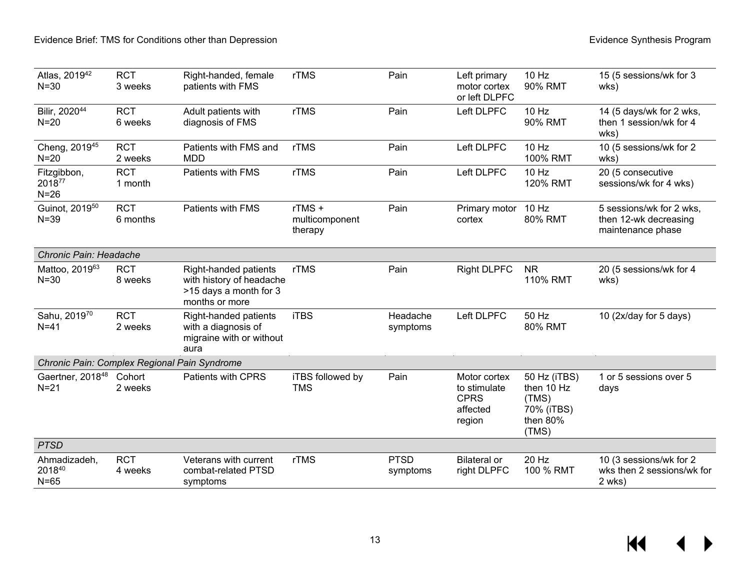| | | | | | | | |
|---|---|---|---|---|---|---|---|
| Atlas, 2019[42] N=30 | RCT 3 weeks | Right-handed, female patients with FMS | rTMS | Pain | Left primary motor cortex or left DLPFC | 10 Hz 90% RMT | 15 (5 sessions/wk for 3 wks) |
| Bilir, 2020[44] N=20 | RCT 6 weeks | Adult patients with diagnosis of FMS | rTMS | Pain | Left DLPFC | 10 Hz 90% RMT | 14 (5 days/wk for 2 wks, then 1 session/wk for 4 wks) |
| Cheng, 2019[45] N=20 | RCT 2 weeks | Patients with FMS and MDD | rTMS | Pain | Left DLPFC | 10 Hz 100% RMT | 10 (5 sessions/wk for 2 wks) |
| Fitzgibbon, 2018[77] N=26 | RCT 1 month | Patients with FMS | rTMS | Pain | Left DLPFC | 10 Hz 120% RMT | 20 (5 consecutive sessions/wk for 4 wks) |
| Guinot, 2019[50] N=39 | RCT 6 months | Patients with FMS | rTMS + multicomponent therapy | Pain | Primary motor cortex | 10 Hz 80% RMT | 5 sessions/wk for 2 wks, then 12-wk decreasing maintenance phase |
| *Chronic Pain: Headache* | | | | | | | |
| Mattoo, 2019[63] N=30 | RCT 8 weeks | Right-handed patients with history of headache >15 days a month for 3 months or more | rTMS | Pain | Right DLPFC | NR 110% RMT | 20 (5 sessions/wk for 4 wks) |
| Sahu, 2019[70] N=41 | RCT 2 weeks | Right-handed patients with a diagnosis of migraine with or without aura | iTBS | Headache symptoms | Left DLPFC | 50 Hz 80% RMT | 10 (2x/day for 5 days) |
| *Chronic Pain: Complex Regional Pain Syndrome* | | | | | | | |
| Gaertner, 2018[48] N=21 | Cohort 2 weeks | Patients with CPRS | iTBS followed by TMS | Pain | Motor cortex to stimulate CPRS affected region | 50 Hz (iTBS) then 10 Hz (TMS) 70% (iTBS) then 80% (TMS) | 1 or 5 sessions over 5 days |
| *PTSD* | | | | | | | |
| Ahmadizadeh, 2018[40] N=65 | RCT 4 weeks | Veterans with current combat-related PTSD symptoms | rTMS | PTSD symptoms | Bilateral or right DLPFC | 20 Hz 100 % RMT | 10 (3 sessions/wk for 2 wks then 2 sessions/wk for 2 wks) |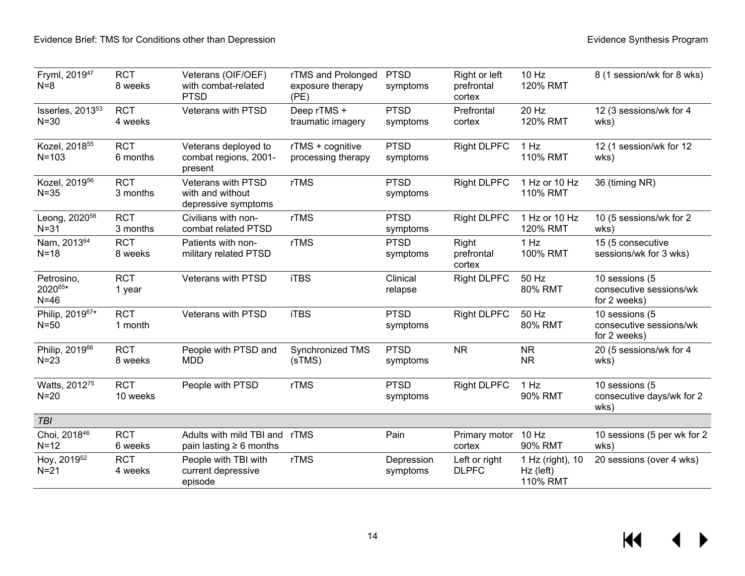| | | | | | | | |
|---|---|---|---|---|---|---|---|
| Fryml, 2019[47] N=8 | RCT 8 weeks | Veterans (OIF/OEF) with combat-related PTSD | rTMS and Prolonged exposure therapy (PE) | PTSD symptoms | Right or left prefrontal cortex | 10 Hz 120% RMT | 8 (1 session/wk for 8 wks) |
| Isserles, 2013[53] N=30 | RCT 4 weeks | Veterans with PTSD | Deep rTMS + traumatic imagery | PTSD symptoms | Prefrontal cortex | 20 Hz 120% RMT | 12 (3 sessions/wk for 4 wks) |
| Kozel, 2018[55] N=103 | RCT 6 months | Veterans deployed to combat regions, 2001-present | rTMS + cognitive processing therapy | PTSD symptoms | Right DLPFC | 1 Hz 110% RMT | 12 (1 session/wk for 12 wks) |
| Kozel, 2019[56] N=35 | RCT 3 months | Veterans with PTSD with and without depressive symptoms | rTMS | PTSD symptoms | Right DLPFC | 1 Hz or 10 Hz 110% RMT | 36 (timing NR) |
| Leong, 2020[58] N=31 | RCT 3 months | Civilians with non-combat related PTSD | rTMS | PTSD symptoms | Right DLPFC | 1 Hz or 10 Hz 120% RMT | 10 (5 sessions/wk for 2 wks) |
| Nam, 2013[64] N=18 | RCT 8 weeks | Patients with non-military related PTSD | rTMS | PTSD symptoms | Right prefrontal cortex | 1 Hz 100% RMT | 15 (5 consecutive sessions/wk for 3 wks) |
| Petrosino, 2020[65]* N=46 | RCT 1 year | Veterans with PTSD | iTBS | Clinical relapse | Right DLPFC | 50 Hz 80% RMT | 10 sessions (5 consecutive sessions/wk for 2 weeks) |
| Philip, 2019[67]* N=50 | RCT 1 month | Veterans with PTSD | iTBS | PTSD symptoms | Right DLPFC | 50 Hz 80% RMT | 10 sessions (5 consecutive sessions/wk for 2 weeks) |
| Philip, 2019[66] N=23 | RCT 8 weeks | People with PTSD and MDD | Synchronized TMS (sTMS) | PTSD symptoms | NR | NR NR | 20 (5 sessions/wk for 4 wks) |
| Watts, 2012[75] N=20 | RCT 10 weeks | People with PTSD | rTMS | PTSD symptoms | Right DLPFC | 1 Hz 90% RMT | 10 sessions (5 consecutive days/wk for 2 wks) |
| *TBI* | | | | | | | |
| Choi, 2018[46] N=12 | RCT 6 weeks | Adults with mild TBI and pain lasting ≥ 6 months | rTMS | Pain | Primary motor cortex | 10 Hz 90% RMT | 10 sessions (5 per wk for 2 wks) |
| Hoy, 2019[52] N=21 | RCT 4 weeks | People with TBI with current depressive episode | rTMS | Depression symptoms | Left or right DLPFC | 1 Hz (right), 10 Hz (left) 110% RMT | 20 sessions (over 4 wks) |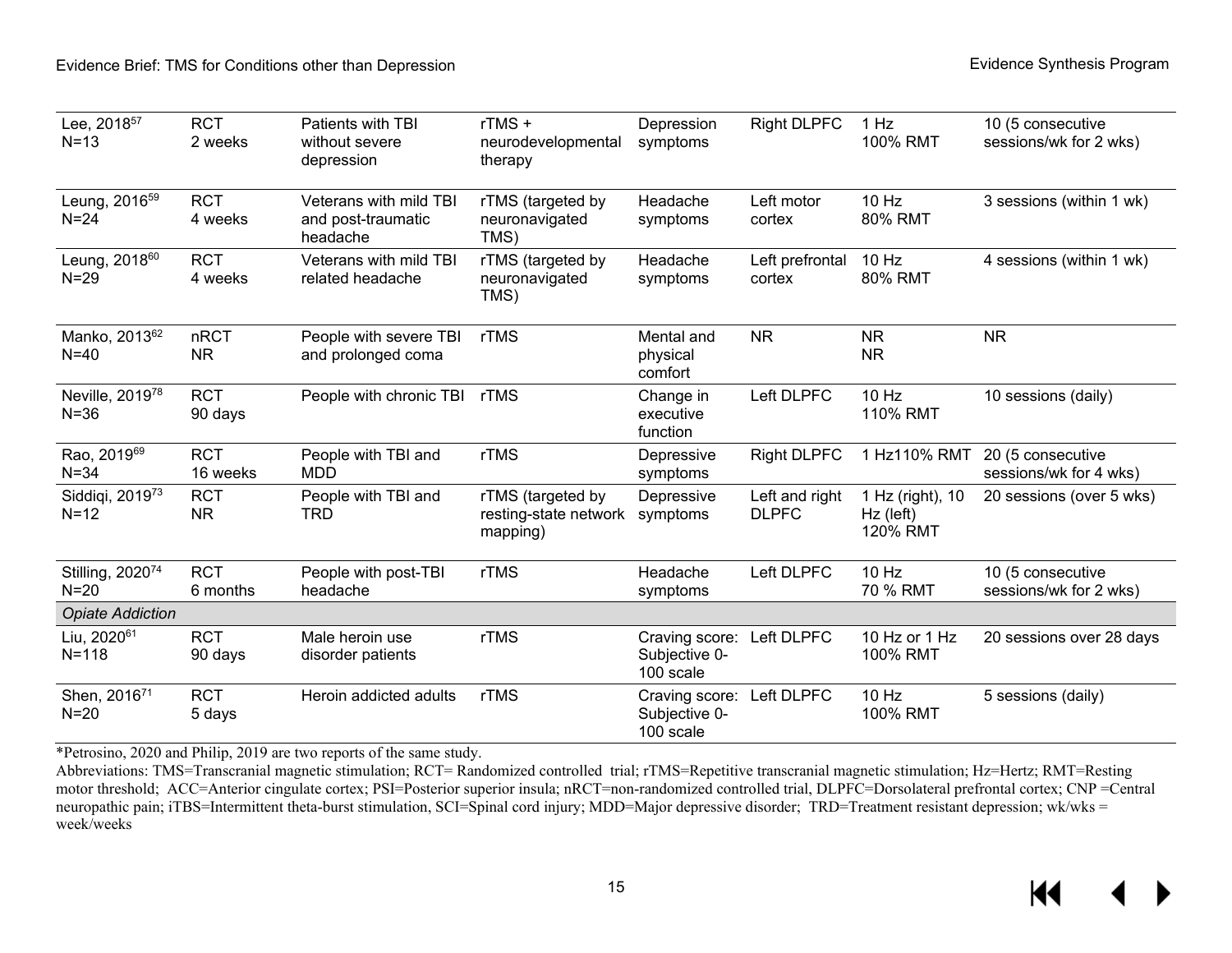| | | | | | | | |
|---|---|---|---|---|---|---|---|
| Lee, 2018[57] N=13 | RCT 2 weeks | Patients with TBI without severe depression | rTMS + neurodevelopmental therapy | Depression symptoms | Right DLPFC | 1 Hz 100% RMT | 10 (5 consecutive sessions/wk for 2 wks) |
| Leung, 2016[59] N=24 | RCT 4 weeks | Veterans with mild TBI and post-traumatic headache | rTMS (targeted by neuronavigated TMS) | Headache symptoms | Left motor cortex | 10 Hz 80% RMT | 3 sessions (within 1 wk) |
| Leung, 2018[60] N=29 | RCT 4 weeks | Veterans with mild TBI related headache | rTMS (targeted by neuronavigated TMS) | Headache symptoms | Left prefrontal cortex | 10 Hz 80% RMT | 4 sessions (within 1 wk) |
| Manko, 2013[62] N=40 | nRCT NR | People with severe TBI and prolonged coma | rTMS | Mental and physical comfort | NR | NR NR | NR |
| Neville, 2019[78] N=36 | RCT 90 days | People with chronic TBI | rTMS | Change in executive function | Left DLPFC | 10 Hz 110% RMT | 10 sessions (daily) |
| Rao, 2019[69] N=34 | RCT 16 weeks | People with TBI and MDD | rTMS | Depressive symptoms | Right DLPFC | 1 Hz110% RMT | 20 (5 consecutive sessions/wk for 4 wks) |
| Siddiqi, 2019[73] N=12 | RCT NR | People with TBI and TRD | rTMS (targeted by resting-state network mapping) | Depressive symptoms | Left and right DLPFC | 1 Hz (right), 10 Hz (left) 120% RMT | 20 sessions (over 5 wks) |
| Stilling, 2020[74] N=20 | RCT 6 months | People with post-TBI headache | rTMS | Headache symptoms | Left DLPFC | 10 Hz 70 % RMT | 10 (5 consecutive sessions/wk for 2 wks) |
| *Opiate Addiction* | | | | | | | |
| Liu, 2020[61] N=118 | RCT 90 days | Male heroin use disorder patients | rTMS | Craving score: Subjective 0-100 scale | Left DLPFC | 10 Hz or 1 Hz 100% RMT | 20 sessions over 28 days |
| Shen, 2016[71] N=20 | RCT 5 days | Heroin addicted adults | rTMS | Craving score: Subjective 0-100 scale | Left DLPFC | 10 Hz 100% RMT | 5 sessions (daily) |

*Petrosino, 2020 and Philip, 2019 are two reports of the same study.

Abbreviations: TMS=Transcranial magnetic stimulation; RCT= Randomized controlled trial; rTMS=Repetitive transcranial magnetic stimulation; Hz=Hertz; RMT=Resting motor threshold; ACC=Anterior cingulate cortex; PSI=Posterior superior insula; nRCT=non-randomized controlled trial, DLPFC=Dorsolateral prefrontal cortex; CNP =Central neuropathic pain; iTBS=Intermittent theta-burst stimulation, SCI=Spinal cord injury; MDD=Major depressive disorder; TRD=Treatment resistant depression; wk/wks = week/weeks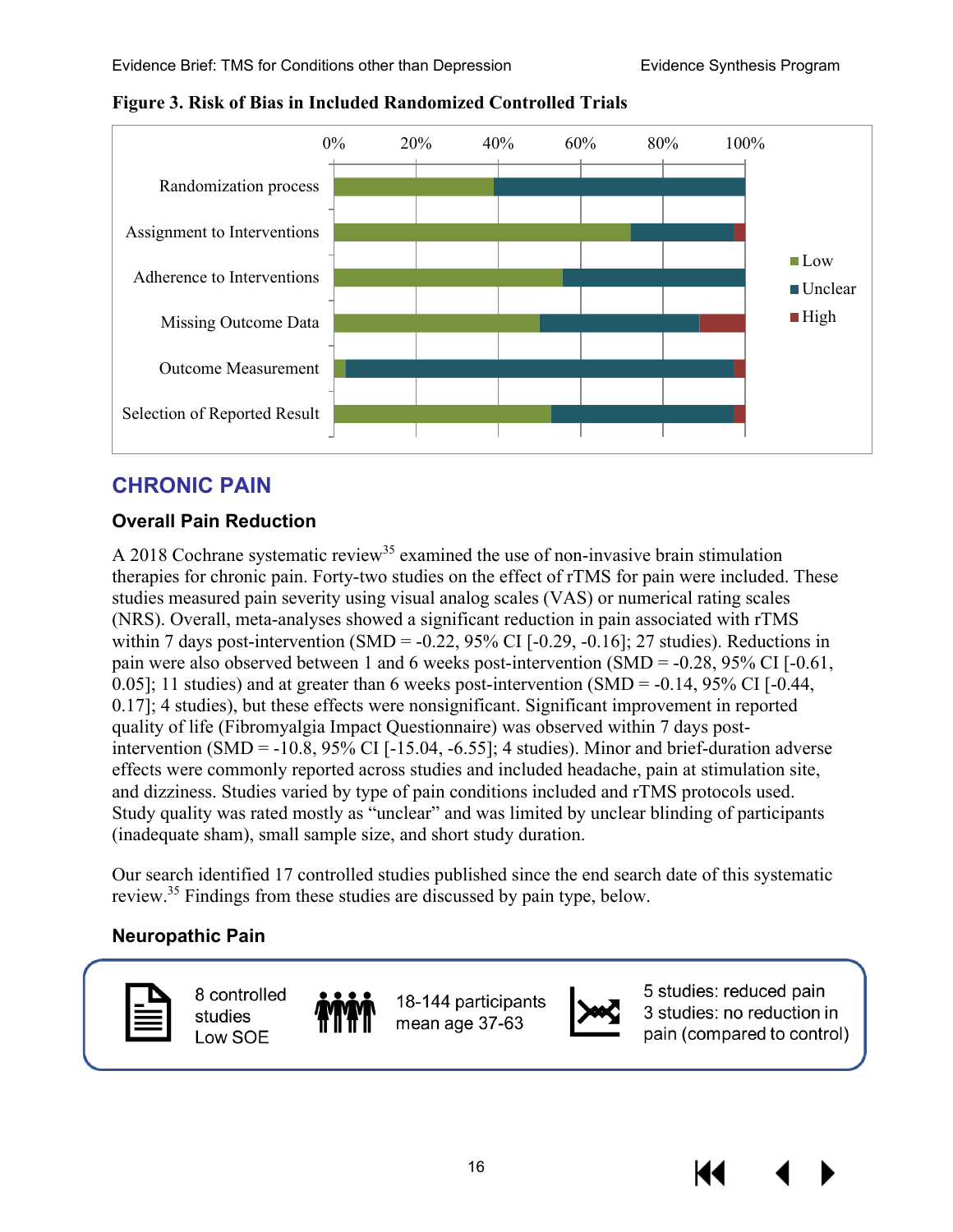**Figure 3. Risk of Bias in Included Randomized Controlled Trials**

## CHRONIC PAIN

### Overall Pain Reduction

A 2018 Cochrane systematic review[35] examined the use of non-invasive brain stimulation therapies for chronic pain. Forty-two studies on the effect of rTMS for pain were included. These studies measured pain severity using visual analog scales (VAS) or numerical rating scales (NRS). Overall, meta-analyses showed a significant reduction in pain associated with rTMS within 7 days post-intervention (SMD = -0.22, 95% CI [-0.29, -0.16]; 27 studies). Reductions in pain were also observed between 1 and 6 weeks post-intervention (SMD = -0.28, 95% CI [-0.61, 0.05]; 11 studies) and at greater than 6 weeks post-intervention (SMD = -0.14, 95% CI [-0.44, 0.17]; 4 studies), but these effects were nonsignificant. Significant improvement in reported quality of life (Fibromyalgia Impact Questionnaire) was observed within 7 days post-intervention (SMD = -10.8, 95% CI [-15.04, -6.55]; 4 studies). Minor and brief-duration adverse effects were commonly reported across studies and included headache, pain at stimulation site, and dizziness. Studies varied by type of pain conditions included and rTMS protocols used. Study quality was rated mostly as "unclear" and was limited by unclear blinding of participants (inadequate sham), small sample size, and short study duration.

Our search identified 17 controlled studies published since the end search date of this systematic review.[35] Findings from these studies are discussed by pain type, below.

### Neuropathic Pain

8 controlled studies
Low SOE

18-144 participants
mean age 37-63

5 studies: reduced pain
3 studies: no reduction in pain (compared to control)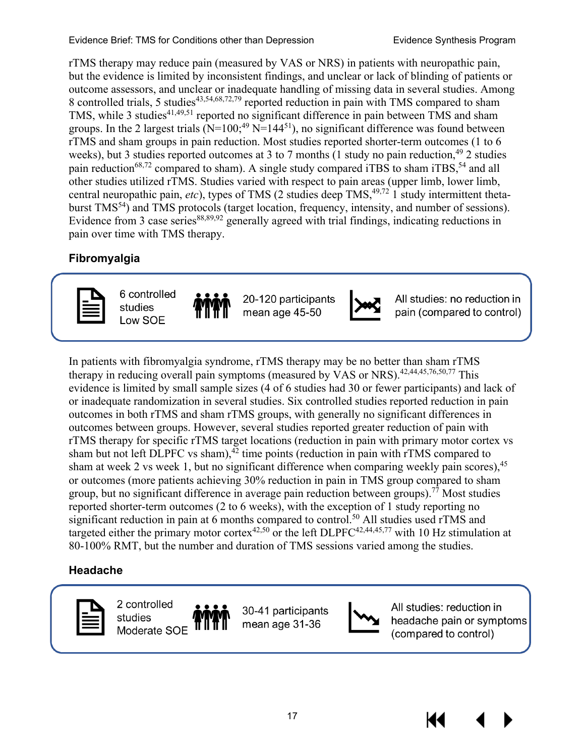rTMS therapy may reduce pain (measured by VAS or NRS) in patients with neuropathic pain, but the evidence is limited by inconsistent findings, and unclear or lack of blinding of patients or outcome assessors, and unclear or inadequate handling of missing data in several studies. Among 8 controlled trials, 5 studies[43,54,68,72,79] reported reduction in pain with TMS compared to sham TMS, while 3 studies[41,49,51] reported no significant difference in pain between TMS and sham groups. In the 2 largest trials (N=100;[49] N=144[51]), no significant difference was found between rTMS and sham groups in pain reduction. Most studies reported shorter-term outcomes (1 to 6 weeks), but 3 studies reported outcomes at 3 to 7 months (1 study no pain reduction,[49] 2 studies pain reduction[68,72] compared to sham). A single study compared iTBS to sham iTBS,[54] and all other studies utilized rTMS. Studies varied with respect to pain areas (upper limb, lower limb, central neuropathic pain, *etc*), types of TMS (2 studies deep TMS,[49,72] 1 study intermittent theta-burst TMS[54]) and TMS protocols (target location, frequency, intensity, and number of sessions). Evidence from 3 case series[88,89,92] generally agreed with trial findings, indicating reductions in pain over time with TMS therapy.

### Fibromyalgia

| 6 controlled studies<br>Low SOE | 20-120 participants<br>mean age 45-50 | All studies: no reduction in pain (compared to control) |
|---|---|---|

In patients with fibromyalgia syndrome, rTMS therapy may be no better than sham rTMS therapy in reducing overall pain symptoms (measured by VAS or NRS).[42,44,45,76,50,77] This evidence is limited by small sample sizes (4 of 6 studies had 30 or fewer participants) and lack of or inadequate randomization in several studies. Six controlled studies reported reduction in pain outcomes in both rTMS and sham rTMS groups, with generally no significant differences in outcomes between groups. However, several studies reported greater reduction of pain with rTMS therapy for specific rTMS target locations (reduction in pain with primary motor cortex vs sham but not left DLPFC vs sham),[42] time points (reduction in pain with rTMS compared to sham at week 2 vs week 1, but no significant difference when comparing weekly pain scores),[45] or outcomes (more patients achieving 30% reduction in pain in TMS group compared to sham group, but no significant difference in average pain reduction between groups).[77] Most studies reported shorter-term outcomes (2 to 6 weeks), with the exception of 1 study reporting no significant reduction in pain at 6 months compared to control.[50] All studies used rTMS and targeted either the primary motor cortex[42,50] or the left DLPFC[42,44,45,77] with 10 Hz stimulation at 80-100% RMT, but the number and duration of TMS sessions varied among the studies.

### Headache

| 2 controlled studies<br>Moderate SOE | 30-41 participants<br>mean age 31-36 | All studies: reduction in headache pain or symptoms (compared to control) |
|---|---|---|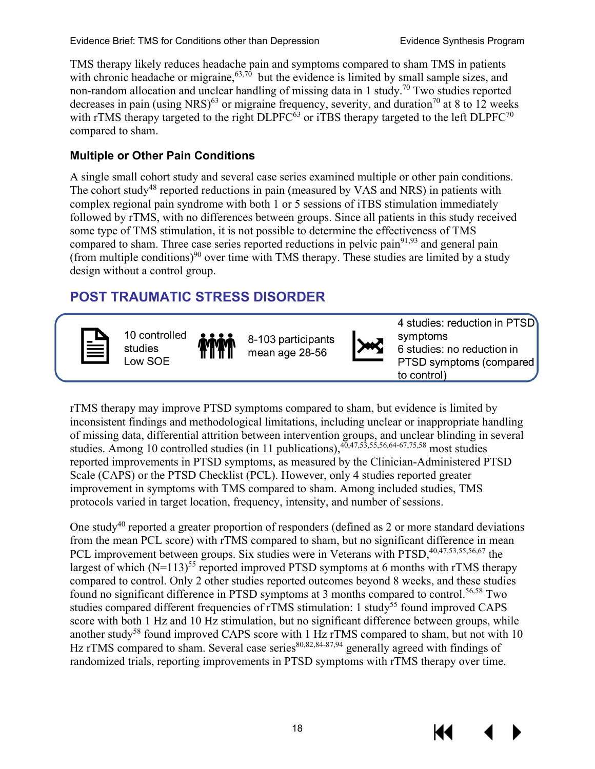TMS therapy likely reduces headache pain and symptoms compared to sham TMS in patients with chronic headache or migraine,[63,70] but the evidence is limited by small sample sizes, and non-random allocation and unclear handling of missing data in 1 study.[70] Two studies reported decreases in pain (using NRS)[63] or migraine frequency, severity, and duration[70] at 8 to 12 weeks with rTMS therapy targeted to the right DLPFC[63] or iTBS therapy targeted to the left DLPFC[70] compared to sham.

### Multiple or Other Pain Conditions

A single small cohort study and several case series examined multiple or other pain conditions. The cohort study[48] reported reductions in pain (measured by VAS and NRS) in patients with complex regional pain syndrome with both 1 or 5 sessions of iTBS stimulation immediately followed by rTMS, with no differences between groups. Since all patients in this study received some type of TMS stimulation, it is not possible to determine the effectiveness of TMS compared to sham. Three case series reported reductions in pelvic pain[91,93] and general pain (from multiple conditions)[90] over time with TMS therapy. These studies are limited by a study design without a control group.

## POST TRAUMATIC STRESS DISORDER

| | | |
|---|---|---|
| 10 controlled studies<br>Low SOE | 8-103 participants<br>mean age 28-56 | 4 studies: reduction in PTSD symptoms<br>6 studies: no reduction in PTSD symptoms (compared to control) |

rTMS therapy may improve PTSD symptoms compared to sham, but evidence is limited by inconsistent findings and methodological limitations, including unclear or inappropriate handling of missing data, differential attrition between intervention groups, and unclear blinding in several studies. Among 10 controlled studies (in 11 publications),[40,47,53,55,56,64-67,75,58] most studies reported improvements in PTSD symptoms, as measured by the Clinician-Administered PTSD Scale (CAPS) or the PTSD Checklist (PCL). However, only 4 studies reported greater improvement in symptoms with TMS compared to sham. Among included studies, TMS protocols varied in target location, frequency, intensity, and number of sessions.

One study[40] reported a greater proportion of responders (defined as 2 or more standard deviations from the mean PCL score) with rTMS compared to sham, but no significant difference in mean PCL improvement between groups. Six studies were in Veterans with PTSD,[40,47,53,55,56,67] the largest of which (N=113)[55] reported improved PTSD symptoms at 6 months with rTMS therapy compared to control. Only 2 other studies reported outcomes beyond 8 weeks, and these studies found no significant difference in PTSD symptoms at 3 months compared to control.[56,58] Two studies compared different frequencies of rTMS stimulation: 1 study[55] found improved CAPS score with both 1 Hz and 10 Hz stimulation, but no significant difference between groups, while another study[58] found improved CAPS score with 1 Hz rTMS compared to sham, but not with 10 Hz rTMS compared to sham. Several case series[80,82,84-87,94] generally agreed with findings of randomized trials, reporting improvements in PTSD symptoms with rTMS therapy over time.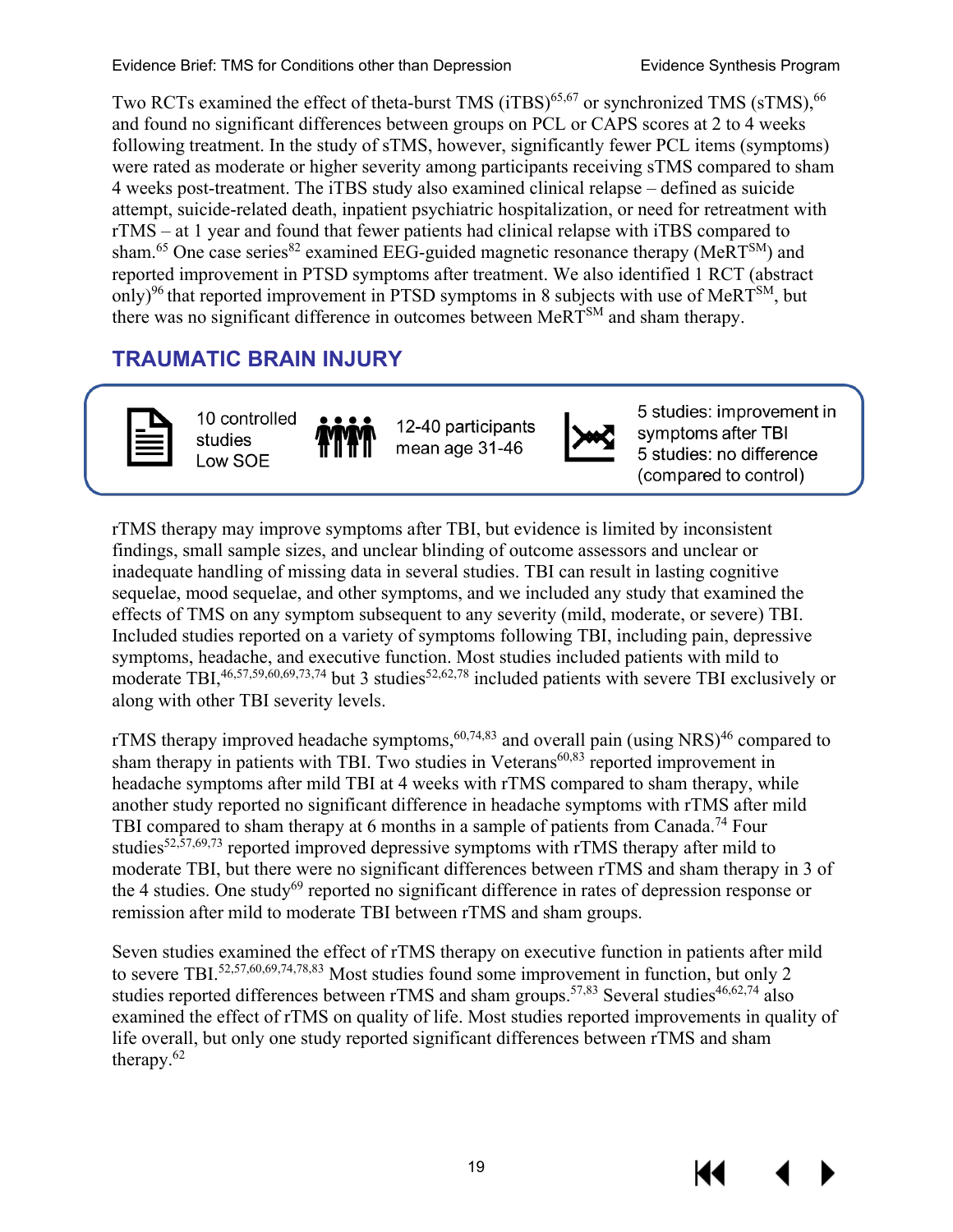Two RCTs examined the effect of theta-burst TMS (iTBS)[65,67] or synchronized TMS (sTMS),[66] and found no significant differences between groups on PCL or CAPS scores at 2 to 4 weeks following treatment. In the study of sTMS, however, significantly fewer PCL items (symptoms) were rated as moderate or higher severity among participants receiving sTMS compared to sham 4 weeks post-treatment. The iTBS study also examined clinical relapse – defined as suicide attempt, suicide-related death, inpatient psychiatric hospitalization, or need for retreatment with rTMS – at 1 year and found that fewer patients had clinical relapse with iTBS compared to sham.[65] One case series[82] examined EEG-guided magnetic resonance therapy (MeRT[SM]) and reported improvement in PTSD symptoms after treatment. We also identified 1 RCT (abstract only)[96] that reported improvement in PTSD symptoms in 8 subjects with use of MeRT[SM], but there was no significant difference in outcomes between MeRT[SM] and sham therapy.

## TRAUMATIC BRAIN INJURY

| 10 controlled studies Low SOE | 12-40 participants mean age 31-46 | 5 studies: improvement in symptoms after TBI 5 studies: no difference (compared to control) |
| --- | --- | --- |

rTMS therapy may improve symptoms after TBI, but evidence is limited by inconsistent findings, small sample sizes, and unclear blinding of outcome assessors and unclear or inadequate handling of missing data in several studies. TBI can result in lasting cognitive sequelae, mood sequelae, and other symptoms, and we included any study that examined the effects of TMS on any symptom subsequent to any severity (mild, moderate, or severe) TBI. Included studies reported on a variety of symptoms following TBI, including pain, depressive symptoms, headache, and executive function. Most studies included patients with mild to moderate TBI,[46,57,59,60,69,73,74] but 3 studies[52,62,78] included patients with severe TBI exclusively or along with other TBI severity levels.

rTMS therapy improved headache symptoms,[60,74,83] and overall pain (using NRS)[46] compared to sham therapy in patients with TBI. Two studies in Veterans[60,83] reported improvement in headache symptoms after mild TBI at 4 weeks with rTMS compared to sham therapy, while another study reported no significant difference in headache symptoms with rTMS after mild TBI compared to sham therapy at 6 months in a sample of patients from Canada.[74] Four studies[52,57,69,73] reported improved depressive symptoms with rTMS therapy after mild to moderate TBI, but there were no significant differences between rTMS and sham therapy in 3 of the 4 studies. One study[69] reported no significant difference in rates of depression response or remission after mild to moderate TBI between rTMS and sham groups.

Seven studies examined the effect of rTMS therapy on executive function in patients after mild to severe TBI.[52,57,60,69,74,78,83] Most studies found some improvement in function, but only 2 studies reported differences between rTMS and sham groups.[57,83] Several studies[46,62,74] also examined the effect of rTMS on quality of life. Most studies reported improvements in quality of life overall, but only one study reported significant differences between rTMS and sham therapy.[62]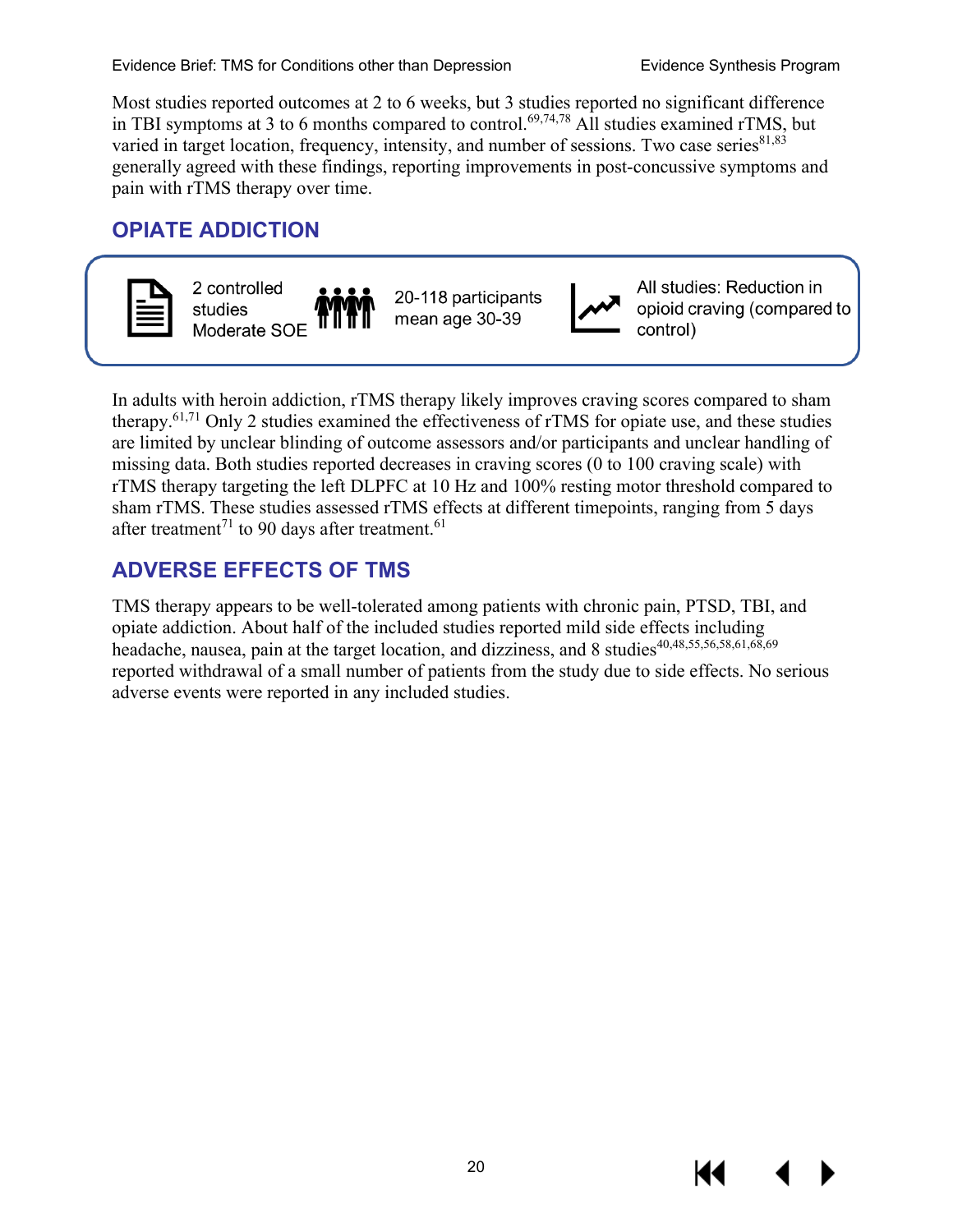Most studies reported outcomes at 2 to 6 weeks, but 3 studies reported no significant difference in TBI symptoms at 3 to 6 months compared to control.[69,74,78] All studies examined rTMS, but varied in target location, frequency, intensity, and number of sessions. Two case series[81,83] generally agreed with these findings, reporting improvements in post-concussive symptoms and pain with rTMS therapy over time.

## OPIATE ADDICTION

2 controlled studies
Moderate SOE

20-118 participants
mean age 30-39

All studies: Reduction in opioid craving (compared to control)

In adults with heroin addiction, rTMS therapy likely improves craving scores compared to sham therapy.[61,71] Only 2 studies examined the effectiveness of rTMS for opiate use, and these studies are limited by unclear blinding of outcome assessors and/or participants and unclear handling of missing data. Both studies reported decreases in craving scores (0 to 100 craving scale) with rTMS therapy targeting the left DLPFC at 10 Hz and 100% resting motor threshold compared to sham rTMS. These studies assessed rTMS effects at different timepoints, ranging from 5 days after treatment[71] to 90 days after treatment.[61]

## ADVERSE EFFECTS OF TMS

TMS therapy appears to be well-tolerated among patients with chronic pain, PTSD, TBI, and opiate addiction. About half of the included studies reported mild side effects including headache, nausea, pain at the target location, and dizziness, and 8 studies[40,48,55,56,58,61,68,69] reported withdrawal of a small number of patients from the study due to side effects. No serious adverse events were reported in any included studies.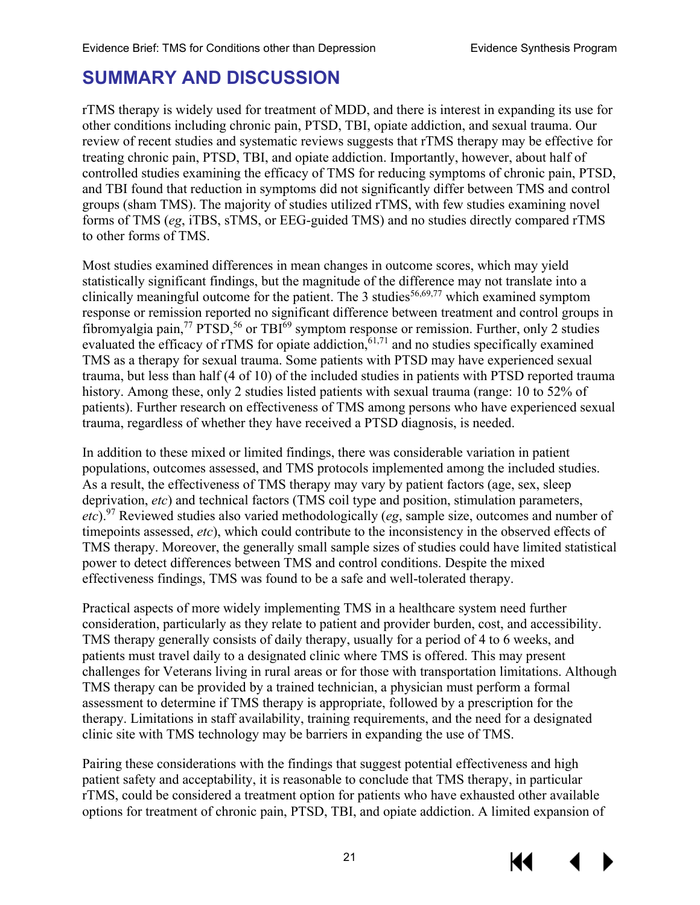# SUMMARY AND DISCUSSION

rTMS therapy is widely used for treatment of MDD, and there is interest in expanding its use for other conditions including chronic pain, PTSD, TBI, opiate addiction, and sexual trauma. Our review of recent studies and systematic reviews suggests that rTMS therapy may be effective for treating chronic pain, PTSD, TBI, and opiate addiction. Importantly, however, about half of controlled studies examining the efficacy of TMS for reducing symptoms of chronic pain, PTSD, and TBI found that reduction in symptoms did not significantly differ between TMS and control groups (sham TMS). The majority of studies utilized rTMS, with few studies examining novel forms of TMS (*eg*, iTBS, sTMS, or EEG-guided TMS) and no studies directly compared rTMS to other forms of TMS.

Most studies examined differences in mean changes in outcome scores, which may yield statistically significant findings, but the magnitude of the difference may not translate into a clinically meaningful outcome for the patient. The 3 studies[56,69,77] which examined symptom response or remission reported no significant difference between treatment and control groups in fibromyalgia pain,[77] PTSD,[56] or TBI[69] symptom response or remission. Further, only 2 studies evaluated the efficacy of rTMS for opiate addiction,[61,71] and no studies specifically examined TMS as a therapy for sexual trauma. Some patients with PTSD may have experienced sexual trauma, but less than half (4 of 10) of the included studies in patients with PTSD reported trauma history. Among these, only 2 studies listed patients with sexual trauma (range: 10 to 52% of patients). Further research on effectiveness of TMS among persons who have experienced sexual trauma, regardless of whether they have received a PTSD diagnosis, is needed.

In addition to these mixed or limited findings, there was considerable variation in patient populations, outcomes assessed, and TMS protocols implemented among the included studies. As a result, the effectiveness of TMS therapy may vary by patient factors (age, sex, sleep deprivation, *etc*) and technical factors (TMS coil type and position, stimulation parameters, *etc*).[97] Reviewed studies also varied methodologically (*eg*, sample size, outcomes and number of timepoints assessed, *etc*), which could contribute to the inconsistency in the observed effects of TMS therapy. Moreover, the generally small sample sizes of studies could have limited statistical power to detect differences between TMS and control conditions. Despite the mixed effectiveness findings, TMS was found to be a safe and well-tolerated therapy.

Practical aspects of more widely implementing TMS in a healthcare system need further consideration, particularly as they relate to patient and provider burden, cost, and accessibility. TMS therapy generally consists of daily therapy, usually for a period of 4 to 6 weeks, and patients must travel daily to a designated clinic where TMS is offered. This may present challenges for Veterans living in rural areas or for those with transportation limitations. Although TMS therapy can be provided by a trained technician, a physician must perform a formal assessment to determine if TMS therapy is appropriate, followed by a prescription for the therapy. Limitations in staff availability, training requirements, and the need for a designated clinic site with TMS technology may be barriers in expanding the use of TMS.

Pairing these considerations with the findings that suggest potential effectiveness and high patient safety and acceptability, it is reasonable to conclude that TMS therapy, in particular rTMS, could be considered a treatment option for patients who have exhausted other available options for treatment of chronic pain, PTSD, TBI, and opiate addiction. A limited expansion of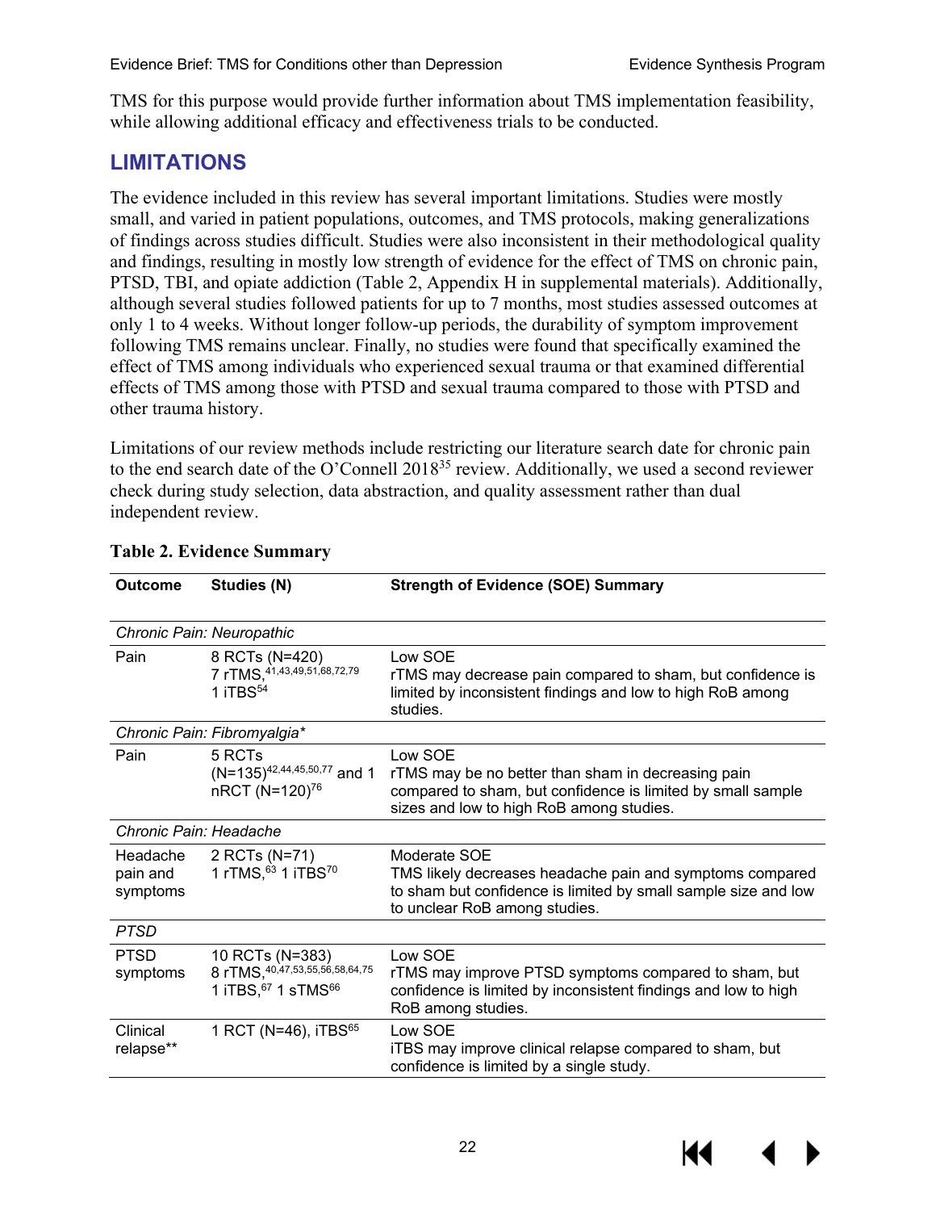TMS for this purpose would provide further information about TMS implementation feasibility, while allowing additional efficacy and effectiveness trials to be conducted.

## LIMITATIONS

The evidence included in this review has several important limitations. Studies were mostly small, and varied in patient populations, outcomes, and TMS protocols, making generalizations of findings across studies difficult. Studies were also inconsistent in their methodological quality and findings, resulting in mostly low strength of evidence for the effect of TMS on chronic pain, PTSD, TBI, and opiate addiction (Table 2, Appendix H in supplemental materials). Additionally, although several studies followed patients for up to 7 months, most studies assessed outcomes at only 1 to 4 weeks. Without longer follow-up periods, the durability of symptom improvement following TMS remains unclear. Finally, no studies were found that specifically examined the effect of TMS among individuals who experienced sexual trauma or that examined differential effects of TMS among those with PTSD and sexual trauma compared to those with PTSD and other trauma history.

Limitations of our review methods include restricting our literature search date for chronic pain to the end search date of the O'Connell 2018[35] review. Additionally, we used a second reviewer check during study selection, data abstraction, and quality assessment rather than dual independent review.

**Table 2. Evidence Summary**

| Outcome | Studies (N) | Strength of Evidence (SOE) Summary |
|---|---|---|
| *Chronic Pain: Neuropathic* | | |
| Pain | 8 RCTs (N=420)<br>7 rTMS,[41,43,49,51,68,72,79]<br>1 iTBS[54] | Low SOE<br>rTMS may decrease pain compared to sham, but confidence is limited by inconsistent findings and low to high RoB among studies. |
| *Chronic Pain: Fibromyalgia** | | |
| Pain | 5 RCTs (N=135)[42,44,45,50,77] and 1 nRCT (N=120)[76] | Low SOE<br>rTMS may be no better than sham in decreasing pain compared to sham, but confidence is limited by small sample sizes and low to high RoB among studies. |
| *Chronic Pain: Headache* | | |
| Headache pain and symptoms | 2 RCTs (N=71)<br>1 rTMS,[63] 1 iTBS[70] | Moderate SOE<br>TMS likely decreases headache pain and symptoms compared to sham but confidence is limited by small sample size and low to unclear RoB among studies. |
| *PTSD* | | |
| PTSD symptoms | 10 RCTs (N=383)<br>8 rTMS,[40,47,53,55,56,58,64,75]<br>1 iTBS,[67] 1 sTMS[66] | Low SOE<br>rTMS may improve PTSD symptoms compared to sham, but confidence is limited by inconsistent findings and low to high RoB among studies. |
| Clinical relapse** | 1 RCT (N=46), iTBS[65] | Low SOE<br>iTBS may improve clinical relapse compared to sham, but confidence is limited by a single study. |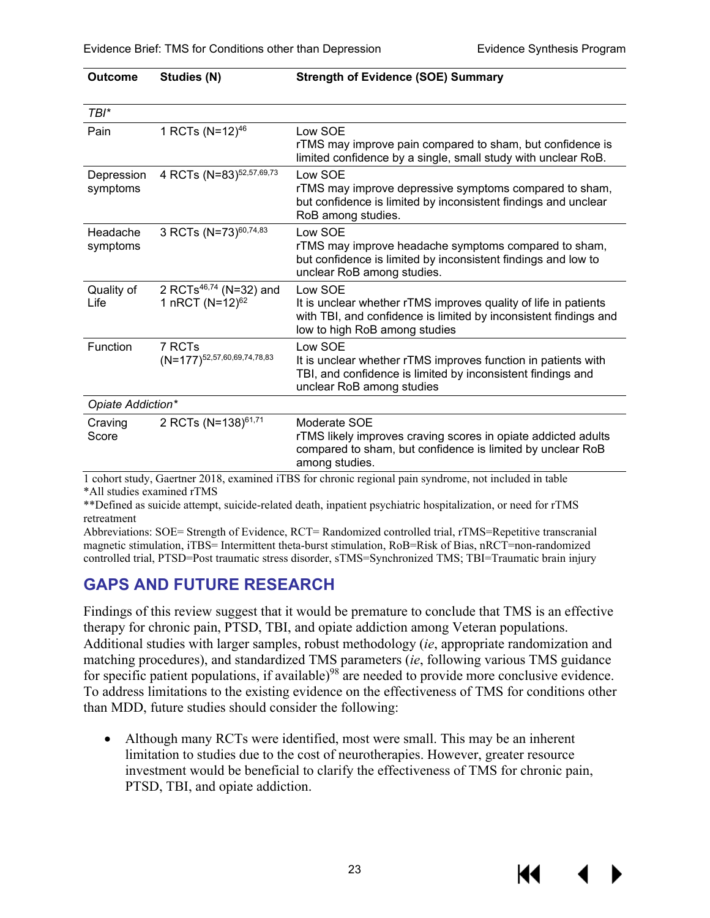| Outcome | Studies (N) | Strength of Evidence (SOE) Summary |
|---|---|---|
| *TBI** | | |
| Pain | 1 RCTs (N=12)[46] | Low SOE<br>rTMS may improve pain compared to sham, but confidence is limited confidence by a single, small study with unclear RoB. |
| Depression symptoms | 4 RCTs (N=83)[52,57,69,73] | Low SOE<br>rTMS may improve depressive symptoms compared to sham, but confidence is limited by inconsistent findings and unclear RoB among studies. |
| Headache symptoms | 3 RCTs (N=73)[60,74,83] | Low SOE<br>rTMS may improve headache symptoms compared to sham, but confidence is limited by inconsistent findings and low to unclear RoB among studies. |
| Quality of Life | 2 RCTs[46,74] (N=32) and 1 nRCT (N=12)[62] | Low SOE<br>It is unclear whether rTMS improves quality of life in patients with TBI, and confidence is limited by inconsistent findings and low to high RoB among studies |
| Function | 7 RCTs (N=177)[52,57,60,69,74,78,83] | Low SOE<br>It is unclear whether rTMS improves function in patients with TBI, and confidence is limited by inconsistent findings and unclear RoB among studies |
| *Opiate Addiction** | | |
| Craving Score | 2 RCTs (N=138)[61,71] | Moderate SOE<br>rTMS likely improves craving scores in opiate addicted adults compared to sham, but confidence is limited by unclear RoB among studies. |

1 cohort study, Gaertner 2018, examined iTBS for chronic regional pain syndrome, not included in table
*All studies examined rTMS
**Defined as suicide attempt, suicide-related death, inpatient psychiatric hospitalization, or need for rTMS retreatment
Abbreviations: SOE= Strength of Evidence, RCT= Randomized controlled trial, rTMS=Repetitive transcranial magnetic stimulation, iTBS= Intermittent theta-burst stimulation, RoB=Risk of Bias, nRCT=non-randomized controlled trial, PTSD=Post traumatic stress disorder, sTMS=Synchronized TMS; TBI=Traumatic brain injury

## GAPS AND FUTURE RESEARCH

Findings of this review suggest that it would be premature to conclude that TMS is an effective therapy for chronic pain, PTSD, TBI, and opiate addiction among Veteran populations. Additional studies with larger samples, robust methodology (*ie*, appropriate randomization and matching procedures), and standardized TMS parameters (*ie*, following various TMS guidance for specific patient populations, if available)[98] are needed to provide more conclusive evidence. To address limitations to the existing evidence on the effectiveness of TMS for conditions other than MDD, future studies should consider the following:

- Although many RCTs were identified, most were small. This may be an inherent limitation to studies due to the cost of neurotherapies. However, greater resource investment would be beneficial to clarify the effectiveness of TMS for chronic pain, PTSD, TBI, and opiate addiction.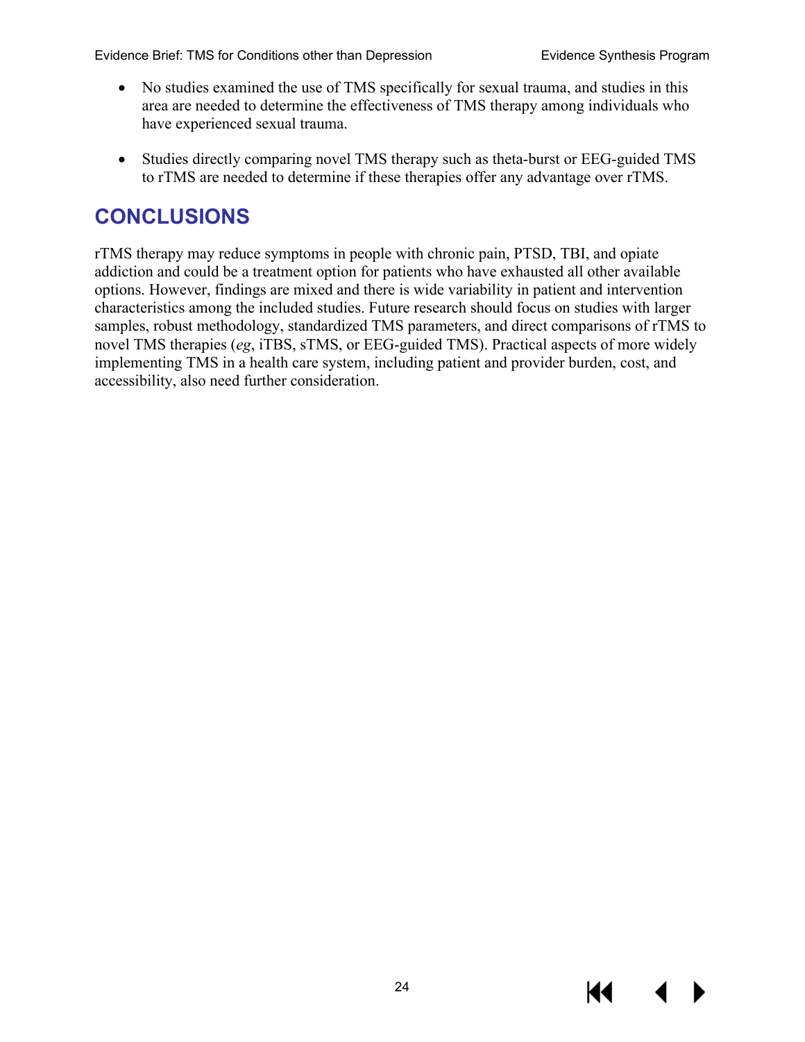- No studies examined the use of TMS specifically for sexual trauma, and studies in this area are needed to determine the effectiveness of TMS therapy among individuals who have experienced sexual trauma.
- Studies directly comparing novel TMS therapy such as theta-burst or EEG-guided TMS to rTMS are needed to determine if these therapies offer any advantage over rTMS.

## CONCLUSIONS

rTMS therapy may reduce symptoms in people with chronic pain, PTSD, TBI, and opiate addiction and could be a treatment option for patients who have exhausted all other available options. However, findings are mixed and there is wide variability in patient and intervention characteristics among the included studies. Future research should focus on studies with larger samples, robust methodology, standardized TMS parameters, and direct comparisons of rTMS to novel TMS therapies (*eg*, iTBS, sTMS, or EEG-guided TMS). Practical aspects of more widely implementing TMS in a health care system, including patient and provider burden, cost, and accessibility, also need further consideration.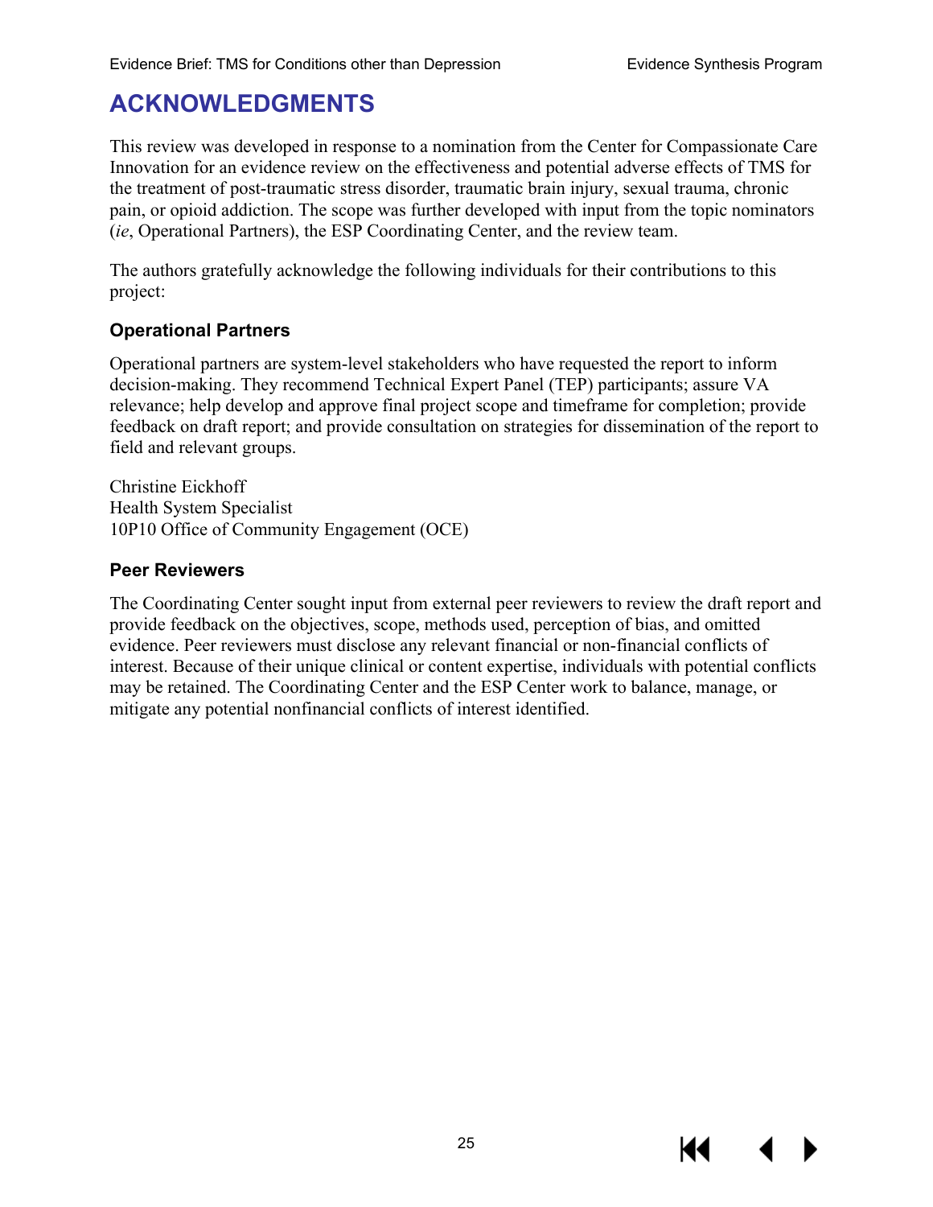# ACKNOWLEDGMENTS

This review was developed in response to a nomination from the Center for Compassionate Care Innovation for an evidence review on the effectiveness and potential adverse effects of TMS for the treatment of post-traumatic stress disorder, traumatic brain injury, sexual trauma, chronic pain, or opioid addiction. The scope was further developed with input from the topic nominators (*ie*, Operational Partners), the ESP Coordinating Center, and the review team.

The authors gratefully acknowledge the following individuals for their contributions to this project:

### Operational Partners

Operational partners are system-level stakeholders who have requested the report to inform decision-making. They recommend Technical Expert Panel (TEP) participants; assure VA relevance; help develop and approve final project scope and timeframe for completion; provide feedback on draft report; and provide consultation on strategies for dissemination of the report to field and relevant groups.

Christine Eickhoff
Health System Specialist
10P10 Office of Community Engagement (OCE)

### Peer Reviewers

The Coordinating Center sought input from external peer reviewers to review the draft report and provide feedback on the objectives, scope, methods used, perception of bias, and omitted evidence. Peer reviewers must disclose any relevant financial or non-financial conflicts of interest. Because of their unique clinical or content expertise, individuals with potential conflicts may be retained. The Coordinating Center and the ESP Center work to balance, manage, or mitigate any potential nonfinancial conflicts of interest identified.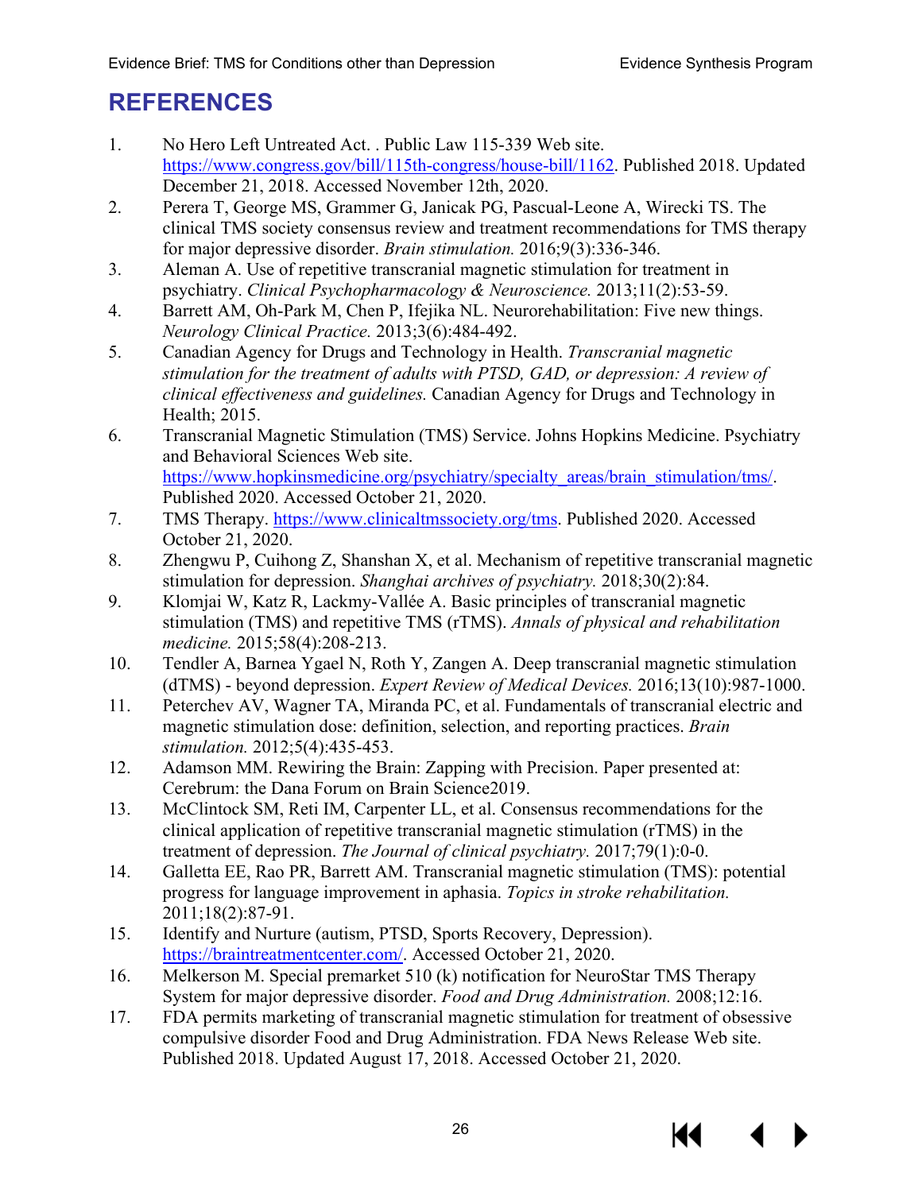# REFERENCES

1. No Hero Left Untreated Act. . Public Law 115-339 Web site. https://www.congress.gov/bill/115th-congress/house-bill/1162. Published 2018. Updated December 21, 2018. Accessed November 12th, 2020.
2. Perera T, George MS, Grammer G, Janicak PG, Pascual-Leone A, Wirecki TS. The clinical TMS society consensus review and treatment recommendations for TMS therapy for major depressive disorder. *Brain stimulation.* 2016;9(3):336-346.
3. Aleman A. Use of repetitive transcranial magnetic stimulation for treatment in psychiatry. *Clinical Psychopharmacology & Neuroscience.* 2013;11(2):53-59.
4. Barrett AM, Oh-Park M, Chen P, Ifejika NL. Neurorehabilitation: Five new things. *Neurology Clinical Practice.* 2013;3(6):484-492.
5. Canadian Agency for Drugs and Technology in Health. *Transcranial magnetic stimulation for the treatment of adults with PTSD, GAD, or depression: A review of clinical effectiveness and guidelines.* Canadian Agency for Drugs and Technology in Health; 2015.
6. Transcranial Magnetic Stimulation (TMS) Service. Johns Hopkins Medicine. Psychiatry and Behavioral Sciences Web site. https://www.hopkinsmedicine.org/psychiatry/specialty_areas/brain_stimulation/tms/. Published 2020. Accessed October 21, 2020.
7. TMS Therapy. https://www.clinicaltmssociety.org/tms. Published 2020. Accessed October 21, 2020.
8. Zhengwu P, Cuihong Z, Shanshan X, et al. Mechanism of repetitive transcranial magnetic stimulation for depression. *Shanghai archives of psychiatry.* 2018;30(2):84.
9. Klomjai W, Katz R, Lackmy-Vallée A. Basic principles of transcranial magnetic stimulation (TMS) and repetitive TMS (rTMS). *Annals of physical and rehabilitation medicine.* 2015;58(4):208-213.
10. Tendler A, Barnea Ygael N, Roth Y, Zangen A. Deep transcranial magnetic stimulation (dTMS) - beyond depression. *Expert Review of Medical Devices.* 2016;13(10):987-1000.
11. Peterchev AV, Wagner TA, Miranda PC, et al. Fundamentals of transcranial electric and magnetic stimulation dose: definition, selection, and reporting practices. *Brain stimulation.* 2012;5(4):435-453.
12. Adamson MM. Rewiring the Brain: Zapping with Precision. Paper presented at: Cerebrum: the Dana Forum on Brain Science2019.
13. McClintock SM, Reti IM, Carpenter LL, et al. Consensus recommendations for the clinical application of repetitive transcranial magnetic stimulation (rTMS) in the treatment of depression. *The Journal of clinical psychiatry.* 2017;79(1):0-0.
14. Galletta EE, Rao PR, Barrett AM. Transcranial magnetic stimulation (TMS): potential progress for language improvement in aphasia. *Topics in stroke rehabilitation.* 2011;18(2):87-91.
15. Identify and Nurture (autism, PTSD, Sports Recovery, Depression). https://braintreatmentcenter.com/. Accessed October 21, 2020.
16. Melkerson M. Special premarket 510 (k) notification for NeuroStar TMS Therapy System for major depressive disorder. *Food and Drug Administration.* 2008;12:16.
17. FDA permits marketing of transcranial magnetic stimulation for treatment of obsessive compulsive disorder Food and Drug Administration. FDA News Release Web site. Published 2018. Updated August 17, 2018. Accessed October 21, 2020.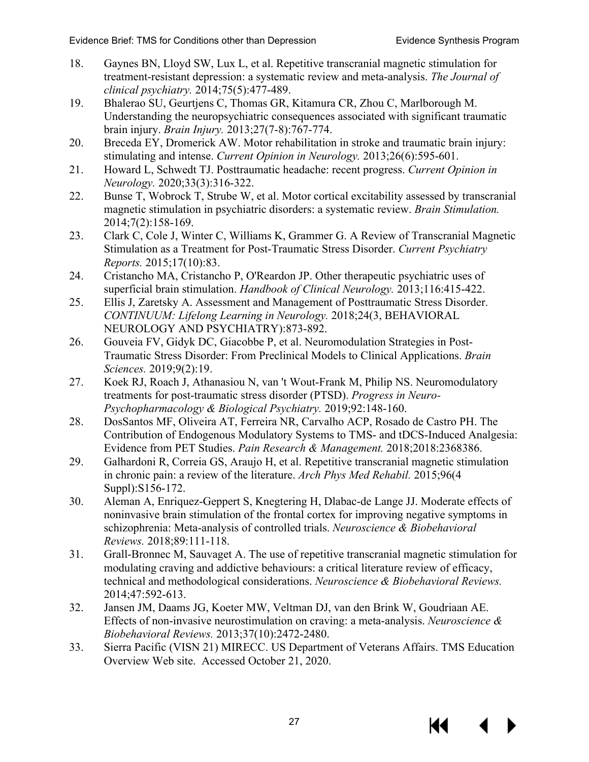18. Gaynes BN, Lloyd SW, Lux L, et al. Repetitive transcranial magnetic stimulation for treatment-resistant depression: a systematic review and meta-analysis. *The Journal of clinical psychiatry.* 2014;75(5):477-489.
19. Bhalerao SU, Geurtjens C, Thomas GR, Kitamura CR, Zhou C, Marlborough M. Understanding the neuropsychiatric consequences associated with significant traumatic brain injury. *Brain Injury.* 2013;27(7-8):767-774.
20. Breceda EY, Dromerick AW. Motor rehabilitation in stroke and traumatic brain injury: stimulating and intense. *Current Opinion in Neurology.* 2013;26(6):595-601.
21. Howard L, Schwedt TJ. Posttraumatic headache: recent progress. *Current Opinion in Neurology.* 2020;33(3):316-322.
22. Bunse T, Wobrock T, Strube W, et al. Motor cortical excitability assessed by transcranial magnetic stimulation in psychiatric disorders: a systematic review. *Brain Stimulation.* 2014;7(2):158-169.
23. Clark C, Cole J, Winter C, Williams K, Grammer G. A Review of Transcranial Magnetic Stimulation as a Treatment for Post-Traumatic Stress Disorder. *Current Psychiatry Reports.* 2015;17(10):83.
24. Cristancho MA, Cristancho P, O'Reardon JP. Other therapeutic psychiatric uses of superficial brain stimulation. *Handbook of Clinical Neurology.* 2013;116:415-422.
25. Ellis J, Zaretsky A. Assessment and Management of Posttraumatic Stress Disorder. *CONTINUUM: Lifelong Learning in Neurology.* 2018;24(3, BEHAVIORAL NEUROLOGY AND PSYCHIATRY):873-892.
26. Gouveia FV, Gidyk DC, Giacobbe P, et al. Neuromodulation Strategies in Post-Traumatic Stress Disorder: From Preclinical Models to Clinical Applications. *Brain Sciences.* 2019;9(2):19.
27. Koek RJ, Roach J, Athanasiou N, van 't Wout-Frank M, Philip NS. Neuromodulatory treatments for post-traumatic stress disorder (PTSD). *Progress in Neuro-Psychopharmacology & Biological Psychiatry.* 2019;92:148-160.
28. DosSantos MF, Oliveira AT, Ferreira NR, Carvalho ACP, Rosado de Castro PH. The Contribution of Endogenous Modulatory Systems to TMS- and tDCS-Induced Analgesia: Evidence from PET Studies. *Pain Research & Management.* 2018;2018:2368386.
29. Galhardoni R, Correia GS, Araujo H, et al. Repetitive transcranial magnetic stimulation in chronic pain: a review of the literature. *Arch Phys Med Rehabil.* 2015;96(4 Suppl):S156-172.
30. Aleman A, Enriquez-Geppert S, Knegtering H, Dlabac-de Lange JJ. Moderate effects of noninvasive brain stimulation of the frontal cortex for improving negative symptoms in schizophrenia: Meta-analysis of controlled trials. *Neuroscience & Biobehavioral Reviews.* 2018;89:111-118.
31. Grall-Bronnec M, Sauvaget A. The use of repetitive transcranial magnetic stimulation for modulating craving and addictive behaviours: a critical literature review of efficacy, technical and methodological considerations. *Neuroscience & Biobehavioral Reviews.* 2014;47:592-613.
32. Jansen JM, Daams JG, Koeter MW, Veltman DJ, van den Brink W, Goudriaan AE. Effects of non-invasive neurostimulation on craving: a meta-analysis. *Neuroscience & Biobehavioral Reviews.* 2013;37(10):2472-2480.
33. Sierra Pacific (VISN 21) MIRECC. US Department of Veterans Affairs. TMS Education Overview Web site. Accessed October 21, 2020.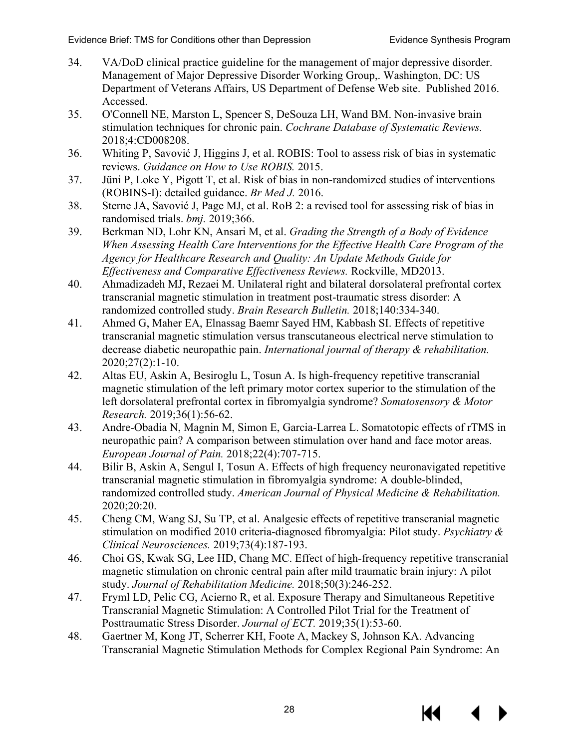34. VA/DoD clinical practice guideline for the management of major depressive disorder. Management of Major Depressive Disorder Working Group,. Washington, DC: US Department of Veterans Affairs, US Department of Defense Web site. Published 2016. Accessed.
35. O'Connell NE, Marston L, Spencer S, DeSouza LH, Wand BM. Non-invasive brain stimulation techniques for chronic pain. *Cochrane Database of Systematic Reviews.* 2018;4:CD008208.
36. Whiting P, Savović J, Higgins J, et al. ROBIS: Tool to assess risk of bias in systematic reviews. *Guidance on How to Use ROBIS.* 2015.
37. Jüni P, Loke Y, Pigott T, et al. Risk of bias in non-randomized studies of interventions (ROBINS-I): detailed guidance. *Br Med J.* 2016.
38. Sterne JA, Savović J, Page MJ, et al. RoB 2: a revised tool for assessing risk of bias in randomised trials. *bmj.* 2019;366.
39. Berkman ND, Lohr KN, Ansari M, et al. *Grading the Strength of a Body of Evidence When Assessing Health Care Interventions for the Effective Health Care Program of the Agency for Healthcare Research and Quality: An Update Methods Guide for Effectiveness and Comparative Effectiveness Reviews.* Rockville, MD2013.
40. Ahmadizadeh MJ, Rezaei M. Unilateral right and bilateral dorsolateral prefrontal cortex transcranial magnetic stimulation in treatment post-traumatic stress disorder: A randomized controlled study. *Brain Research Bulletin.* 2018;140:334-340.
41. Ahmed G, Maher EA, Elnassag Baemr Sayed HM, Kabbash SI. Effects of repetitive transcranial magnetic stimulation versus transcutaneous electrical nerve stimulation to decrease diabetic neuropathic pain. *International journal of therapy & rehabilitation.* 2020;27(2):1-10.
42. Altas EU, Askin A, Besiroglu L, Tosun A. Is high-frequency repetitive transcranial magnetic stimulation of the left primary motor cortex superior to the stimulation of the left dorsolateral prefrontal cortex in fibromyalgia syndrome? *Somatosensory & Motor Research.* 2019;36(1):56-62.
43. Andre-Obadia N, Magnin M, Simon E, Garcia-Larrea L. Somatotopic effects of rTMS in neuropathic pain? A comparison between stimulation over hand and face motor areas. *European Journal of Pain.* 2018;22(4):707-715.
44. Bilir B, Askin A, Sengul I, Tosun A. Effects of high frequency neuronavigated repetitive transcranial magnetic stimulation in fibromyalgia syndrome: A double-blinded, randomized controlled study. *American Journal of Physical Medicine & Rehabilitation.* 2020;20:20.
45. Cheng CM, Wang SJ, Su TP, et al. Analgesic effects of repetitive transcranial magnetic stimulation on modified 2010 criteria-diagnosed fibromyalgia: Pilot study. *Psychiatry & Clinical Neurosciences.* 2019;73(4):187-193.
46. Choi GS, Kwak SG, Lee HD, Chang MC. Effect of high-frequency repetitive transcranial magnetic stimulation on chronic central pain after mild traumatic brain injury: A pilot study. *Journal of Rehabilitation Medicine.* 2018;50(3):246-252.
47. Fryml LD, Pelic CG, Acierno R, et al. Exposure Therapy and Simultaneous Repetitive Transcranial Magnetic Stimulation: A Controlled Pilot Trial for the Treatment of Posttraumatic Stress Disorder. *Journal of ECT.* 2019;35(1):53-60.
48. Gaertner M, Kong JT, Scherrer KH, Foote A, Mackey S, Johnson KA. Advancing Transcranial Magnetic Stimulation Methods for Complex Regional Pain Syndrome: An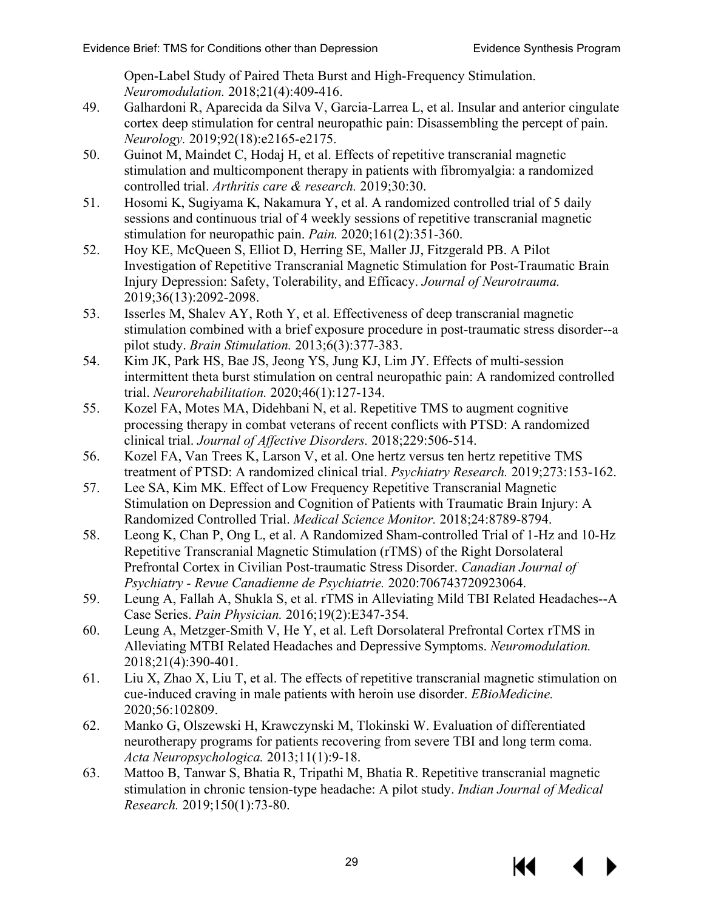Open-Label Study of Paired Theta Burst and High-Frequency Stimulation. *Neuromodulation.* 2018;21(4):409-416.

49. Galhardoni R, Aparecida da Silva V, Garcia-Larrea L, et al. Insular and anterior cingulate cortex deep stimulation for central neuropathic pain: Disassembling the percept of pain. *Neurology.* 2019;92(18):e2165-e2175.
50. Guinot M, Maindet C, Hodaj H, et al. Effects of repetitive transcranial magnetic stimulation and multicomponent therapy in patients with fibromyalgia: a randomized controlled trial. *Arthritis care & research.* 2019;30:30.
51. Hosomi K, Sugiyama K, Nakamura Y, et al. A randomized controlled trial of 5 daily sessions and continuous trial of 4 weekly sessions of repetitive transcranial magnetic stimulation for neuropathic pain. *Pain.* 2020;161(2):351-360.
52. Hoy KE, McQueen S, Elliot D, Herring SE, Maller JJ, Fitzgerald PB. A Pilot Investigation of Repetitive Transcranial Magnetic Stimulation for Post-Traumatic Brain Injury Depression: Safety, Tolerability, and Efficacy. *Journal of Neurotrauma.* 2019;36(13):2092-2098.
53. Isserles M, Shalev AY, Roth Y, et al. Effectiveness of deep transcranial magnetic stimulation combined with a brief exposure procedure in post-traumatic stress disorder--a pilot study. *Brain Stimulation.* 2013;6(3):377-383.
54. Kim JK, Park HS, Bae JS, Jeong YS, Jung KJ, Lim JY. Effects of multi-session intermittent theta burst stimulation on central neuropathic pain: A randomized controlled trial. *Neurorehabilitation.* 2020;46(1):127-134.
55. Kozel FA, Motes MA, Didehbani N, et al. Repetitive TMS to augment cognitive processing therapy in combat veterans of recent conflicts with PTSD: A randomized clinical trial. *Journal of Affective Disorders.* 2018;229:506-514.
56. Kozel FA, Van Trees K, Larson V, et al. One hertz versus ten hertz repetitive TMS treatment of PTSD: A randomized clinical trial. *Psychiatry Research.* 2019;273:153-162.
57. Lee SA, Kim MK. Effect of Low Frequency Repetitive Transcranial Magnetic Stimulation on Depression and Cognition of Patients with Traumatic Brain Injury: A Randomized Controlled Trial. *Medical Science Monitor.* 2018;24:8789-8794.
58. Leong K, Chan P, Ong L, et al. A Randomized Sham-controlled Trial of 1-Hz and 10-Hz Repetitive Transcranial Magnetic Stimulation (rTMS) of the Right Dorsolateral Prefrontal Cortex in Civilian Post-traumatic Stress Disorder. *Canadian Journal of Psychiatry - Revue Canadienne de Psychiatrie.* 2020:706743720923064.
59. Leung A, Fallah A, Shukla S, et al. rTMS in Alleviating Mild TBI Related Headaches--A Case Series. *Pain Physician.* 2016;19(2):E347-354.
60. Leung A, Metzger-Smith V, He Y, et al. Left Dorsolateral Prefrontal Cortex rTMS in Alleviating MTBI Related Headaches and Depressive Symptoms. *Neuromodulation.* 2018;21(4):390-401.
61. Liu X, Zhao X, Liu T, et al. The effects of repetitive transcranial magnetic stimulation on cue-induced craving in male patients with heroin use disorder. *EBioMedicine.* 2020;56:102809.
62. Manko G, Olszewski H, Krawczynski M, Tlokinski W. Evaluation of differentiated neurotherapy programs for patients recovering from severe TBI and long term coma. *Acta Neuropsychologica.* 2013;11(1):9-18.
63. Mattoo B, Tanwar S, Bhatia R, Tripathi M, Bhatia R. Repetitive transcranial magnetic stimulation in chronic tension-type headache: A pilot study. *Indian Journal of Medical Research.* 2019;150(1):73-80.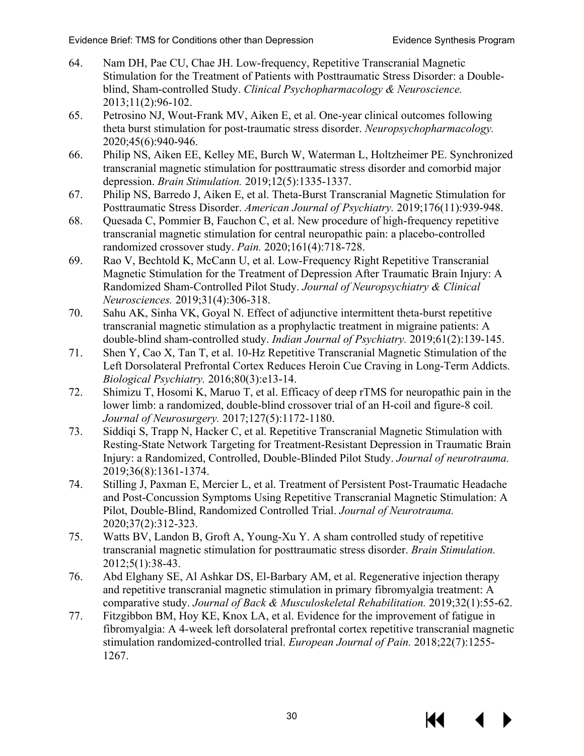64. Nam DH, Pae CU, Chae JH. Low-frequency, Repetitive Transcranial Magnetic Stimulation for the Treatment of Patients with Posttraumatic Stress Disorder: a Double-blind, Sham-controlled Study. *Clinical Psychopharmacology & Neuroscience.* 2013;11(2):96-102.
65. Petrosino NJ, Wout-Frank MV, Aiken E, et al. One-year clinical outcomes following theta burst stimulation for post-traumatic stress disorder. *Neuropsychopharmacology.* 2020;45(6):940-946.
66. Philip NS, Aiken EE, Kelley ME, Burch W, Waterman L, Holtzheimer PE. Synchronized transcranial magnetic stimulation for posttraumatic stress disorder and comorbid major depression. *Brain Stimulation.* 2019;12(5):1335-1337.
67. Philip NS, Barredo J, Aiken E, et al. Theta-Burst Transcranial Magnetic Stimulation for Posttraumatic Stress Disorder. *American Journal of Psychiatry.* 2019;176(11):939-948.
68. Quesada C, Pommier B, Fauchon C, et al. New procedure of high-frequency repetitive transcranial magnetic stimulation for central neuropathic pain: a placebo-controlled randomized crossover study. *Pain.* 2020;161(4):718-728.
69. Rao V, Bechtold K, McCann U, et al. Low-Frequency Right Repetitive Transcranial Magnetic Stimulation for the Treatment of Depression After Traumatic Brain Injury: A Randomized Sham-Controlled Pilot Study. *Journal of Neuropsychiatry & Clinical Neurosciences.* 2019;31(4):306-318.
70. Sahu AK, Sinha VK, Goyal N. Effect of adjunctive intermittent theta-burst repetitive transcranial magnetic stimulation as a prophylactic treatment in migraine patients: A double-blind sham-controlled study. *Indian Journal of Psychiatry.* 2019;61(2):139-145.
71. Shen Y, Cao X, Tan T, et al. 10-Hz Repetitive Transcranial Magnetic Stimulation of the Left Dorsolateral Prefrontal Cortex Reduces Heroin Cue Craving in Long-Term Addicts. *Biological Psychiatry.* 2016;80(3):e13-14.
72. Shimizu T, Hosomi K, Maruo T, et al. Efficacy of deep rTMS for neuropathic pain in the lower limb: a randomized, double-blind crossover trial of an H-coil and figure-8 coil. *Journal of Neurosurgery.* 2017;127(5):1172-1180.
73. Siddiqi S, Trapp N, Hacker C, et al. Repetitive Transcranial Magnetic Stimulation with Resting-State Network Targeting for Treatment-Resistant Depression in Traumatic Brain Injury: a Randomized, Controlled, Double-Blinded Pilot Study. *Journal of neurotrauma.* 2019;36(8):1361-1374.
74. Stilling J, Paxman E, Mercier L, et al. Treatment of Persistent Post-Traumatic Headache and Post-Concussion Symptoms Using Repetitive Transcranial Magnetic Stimulation: A Pilot, Double-Blind, Randomized Controlled Trial. *Journal of Neurotrauma.* 2020;37(2):312-323.
75. Watts BV, Landon B, Groft A, Young-Xu Y. A sham controlled study of repetitive transcranial magnetic stimulation for posttraumatic stress disorder. *Brain Stimulation.* 2012;5(1):38-43.
76. Abd Elghany SE, Al Ashkar DS, El-Barbary AM, et al. Regenerative injection therapy and repetitive transcranial magnetic stimulation in primary fibromyalgia treatment: A comparative study. *Journal of Back & Musculoskeletal Rehabilitation.* 2019;32(1):55-62.
77. Fitzgibbon BM, Hoy KE, Knox LA, et al. Evidence for the improvement of fatigue in fibromyalgia: A 4-week left dorsolateral prefrontal cortex repetitive transcranial magnetic stimulation randomized-controlled trial. *European Journal of Pain.* 2018;22(7):1255-1267.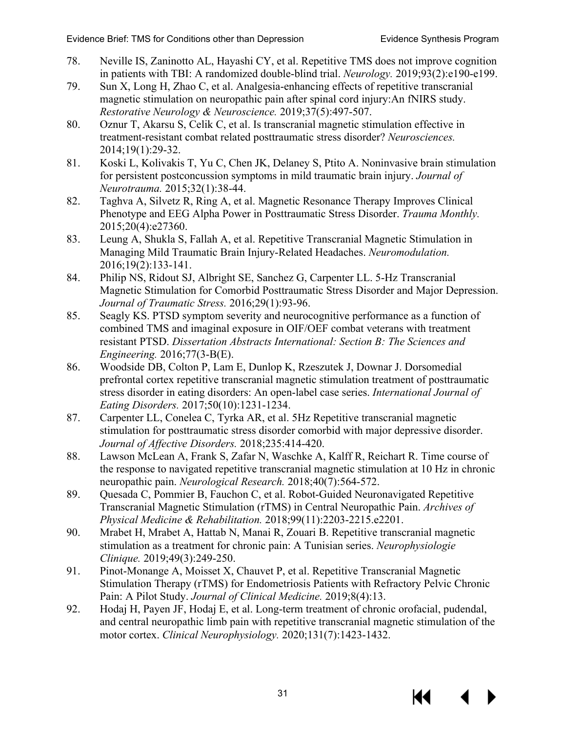78. Neville IS, Zaninotto AL, Hayashi CY, et al. Repetitive TMS does not improve cognition in patients with TBI: A randomized double-blind trial. *Neurology.* 2019;93(2):e190-e199.
79. Sun X, Long H, Zhao C, et al. Analgesia-enhancing effects of repetitive transcranial magnetic stimulation on neuropathic pain after spinal cord injury:An fNIRS study. *Restorative Neurology & Neuroscience.* 2019;37(5):497-507.
80. Oznur T, Akarsu S, Celik C, et al. Is transcranial magnetic stimulation effective in treatment-resistant combat related posttraumatic stress disorder? *Neurosciences.* 2014;19(1):29-32.
81. Koski L, Kolivakis T, Yu C, Chen JK, Delaney S, Ptito A. Noninvasive brain stimulation for persistent postconcussion symptoms in mild traumatic brain injury. *Journal of Neurotrauma.* 2015;32(1):38-44.
82. Taghva A, Silvetz R, Ring A, et al. Magnetic Resonance Therapy Improves Clinical Phenotype and EEG Alpha Power in Posttraumatic Stress Disorder. *Trauma Monthly.* 2015;20(4):e27360.
83. Leung A, Shukla S, Fallah A, et al. Repetitive Transcranial Magnetic Stimulation in Managing Mild Traumatic Brain Injury-Related Headaches. *Neuromodulation.* 2016;19(2):133-141.
84. Philip NS, Ridout SJ, Albright SE, Sanchez G, Carpenter LL. 5-Hz Transcranial Magnetic Stimulation for Comorbid Posttraumatic Stress Disorder and Major Depression. *Journal of Traumatic Stress.* 2016;29(1):93-96.
85. Seagly KS. PTSD symptom severity and neurocognitive performance as a function of combined TMS and imaginal exposure in OIF/OEF combat veterans with treatment resistant PTSD. *Dissertation Abstracts International: Section B: The Sciences and Engineering.* 2016;77(3-B(E).
86. Woodside DB, Colton P, Lam E, Dunlop K, Rzeszutek J, Downar J. Dorsomedial prefrontal cortex repetitive transcranial magnetic stimulation treatment of posttraumatic stress disorder in eating disorders: An open-label case series. *International Journal of Eating Disorders.* 2017;50(10):1231-1234.
87. Carpenter LL, Conelea C, Tyrka AR, et al. 5Hz Repetitive transcranial magnetic stimulation for posttraumatic stress disorder comorbid with major depressive disorder. *Journal of Affective Disorders.* 2018;235:414-420.
88. Lawson McLean A, Frank S, Zafar N, Waschke A, Kalff R, Reichart R. Time course of the response to navigated repetitive transcranial magnetic stimulation at 10 Hz in chronic neuropathic pain. *Neurological Research.* 2018;40(7):564-572.
89. Quesada C, Pommier B, Fauchon C, et al. Robot-Guided Neuronavigated Repetitive Transcranial Magnetic Stimulation (rTMS) in Central Neuropathic Pain. *Archives of Physical Medicine & Rehabilitation.* 2018;99(11):2203-2215.e2201.
90. Mrabet H, Mrabet A, Hattab N, Manai R, Zouari B. Repetitive transcranial magnetic stimulation as a treatment for chronic pain: A Tunisian series. *Neurophysiologie Clinique.* 2019;49(3):249-250.
91. Pinot-Monange A, Moisset X, Chauvet P, et al. Repetitive Transcranial Magnetic Stimulation Therapy (rTMS) for Endometriosis Patients with Refractory Pelvic Chronic Pain: A Pilot Study. *Journal of Clinical Medicine.* 2019;8(4):13.
92. Hodaj H, Payen JF, Hodaj E, et al. Long-term treatment of chronic orofacial, pudendal, and central neuropathic limb pain with repetitive transcranial magnetic stimulation of the motor cortex. *Clinical Neurophysiology.* 2020;131(7):1423-1432.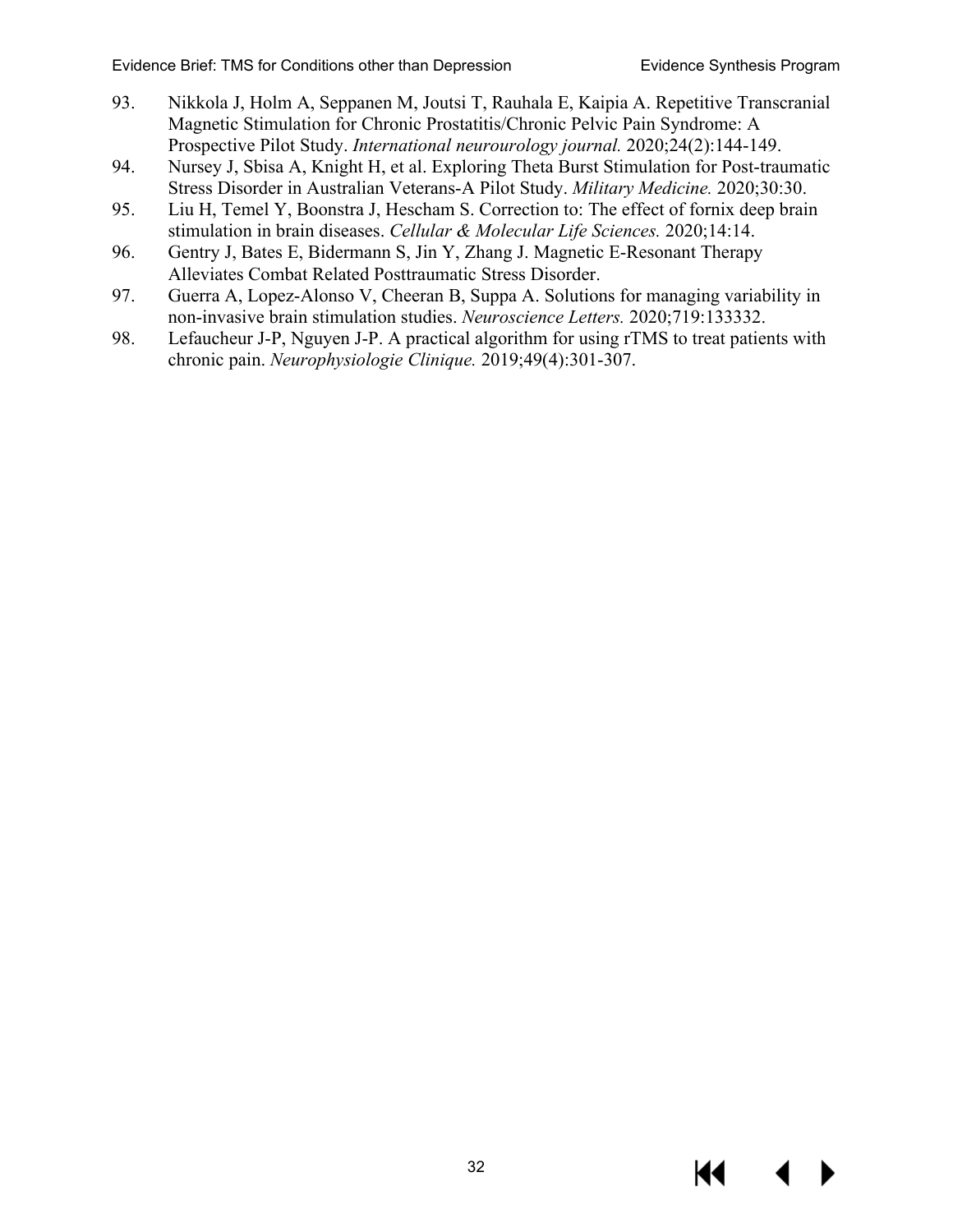93. Nikkola J, Holm A, Seppanen M, Joutsi T, Rauhala E, Kaipia A. Repetitive Transcranial Magnetic Stimulation for Chronic Prostatitis/Chronic Pelvic Pain Syndrome: A Prospective Pilot Study. *International neurourology journal.* 2020;24(2):144-149.
94. Nursey J, Sbisa A, Knight H, et al. Exploring Theta Burst Stimulation for Post-traumatic Stress Disorder in Australian Veterans-A Pilot Study. *Military Medicine.* 2020;30:30.
95. Liu H, Temel Y, Boonstra J, Hescham S. Correction to: The effect of fornix deep brain stimulation in brain diseases. *Cellular & Molecular Life Sciences.* 2020;14:14.
96. Gentry J, Bates E, Bidermann S, Jin Y, Zhang J. Magnetic E-Resonant Therapy Alleviates Combat Related Posttraumatic Stress Disorder.
97. Guerra A, Lopez-Alonso V, Cheeran B, Suppa A. Solutions for managing variability in non-invasive brain stimulation studies. *Neuroscience Letters.* 2020;719:133332.
98. Lefaucheur J-P, Nguyen J-P. A practical algorithm for using rTMS to treat patients with chronic pain. *Neurophysiologie Clinique.* 2019;49(4):301-307.